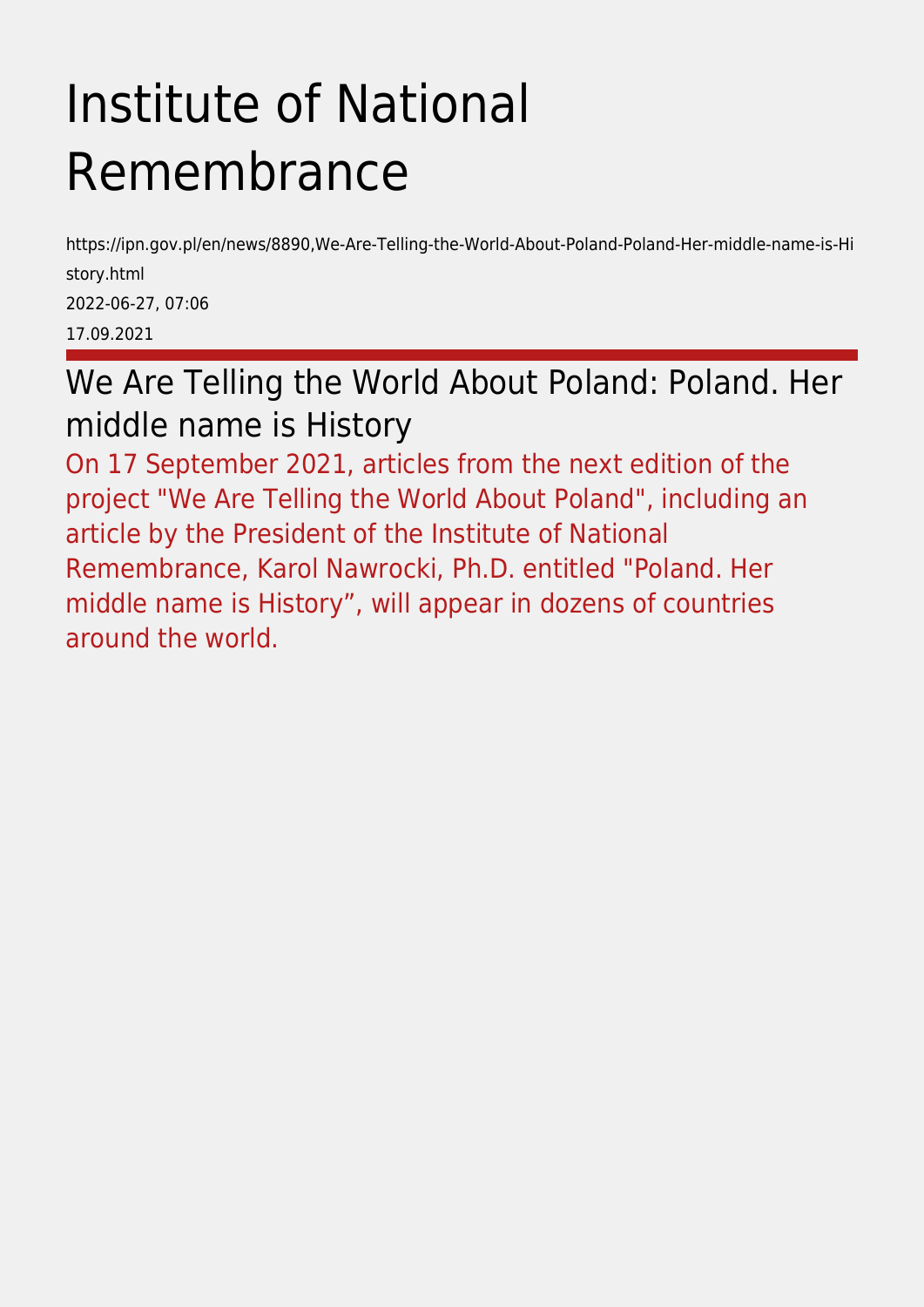# Institute of National Remembrance

https://ipn.gov.pl/en/news/8890,We-Are-Telling-the-World-About-Poland-Poland-Her-middle-name-is-History.html

2022-06-27, 07:06

17.09.2021

## We Are Telling the World About Poland: Poland. Her middle name is History

On 17 September 2021, articles from the next edition of the project "We Are Telling the World About Poland", including an article by the President of the Institute of National Remembrance, Karol Nawrocki, Ph.D. entitled "Poland. Her middle name is History”, will appear in dozens of countries around the world.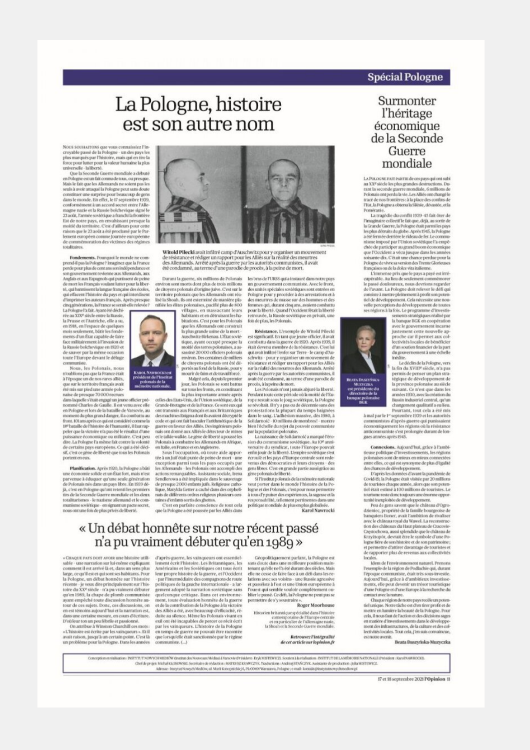Spécial Pologne

# La Pologne, histoire est son autre nom

NOUS SOUHAITONS que vous connaissiez l'incroyable passé de la Pologne – un des pays les plus marqués par l'histoire, mais qui en tire la force pour lutter pour la valeur humaine la plus universelle – la liberté.

Que la Seconde Guerre mondiale a débuté en Pologne est un fait connu de tous, ou presque. Mais le fait que les Allemands ne soient pas les seuls à avoir attaqué la Pologne peut sans doute constituer une surprise pour beaucoup de gens dans le monde. En effet, le 17 septembre 1939, conformément à un accord secret entre l'Allemagne nazie et la Russie bolchévique signé le 23 août, l'armée soviétique a franchi la frontière Est de notre pays, en envahissant presque la moitié du territoire. C'est d'ailleurs pour cette raison que le 23 août a été proclamé par le Parlement européen comme journée européenne de commémoration des victimes des régimes totalitaires.

**Fondements.** Pourquoi le monde ne comprend-il pas la Pologne ? Imaginez que la France perde pour plus de cent ans son indépendance et son gouvernement revienne aux Allemands, aux Anglais et aux Espagnols qui punissent de peine de mort les Français voulant lutter pour la liberté, qui bannissent la langue française des écoles, qui effacent l'histoire du pays et qui interdisent d'imprimer les auteurs français. Après presque cinq générations, la France se serait-elle relevée ? La Pologne l'a fait. Ayant été déchirée au XIXe siècle entre la Russie, la Prusse et l'Autriche, elle a su, en 1918, en l'espace de quelques mois seulement, bâtir les fondements d'un État capable de faire face militairement à l'invasion de la Russie bolchevique en 1920 et de sauver par la même occasion toute l'Europe devant le déluge communiste.

Nous, les Polonais, nous n'oublions pas que la France était à l'époque un de nos rares alliés, que sur le territoire français avait été mis sur pied une armée polonaise de presque 70 000 recrues dans laquelle s'était engagé un jeune officier prénommé Charles de Gaulle. Il est venu avec elle en Pologne et lors de la bataille de Varsovie, au moment du plus grand danger, il a combattu au front. 101 ans après ce qui est considéré comme la 18e bataille de l'histoire de l'humanité, il faut rappeler que la victoire n'a pas été le résultat d'une puissance économique ou militaire. C'est peu dire. La Pologne l'a même fait contre la volonté de certains pays européens. Ce qui a été décisif, c'est ce gène de liberté que tous les Polonais portent en eux.

**Planification.** Après 1920, la Pologne a bâti une économie solide et un État fort, mais n'est parvenue à éduquer qu'une seule génération de Polonais nés dans un pays libre. En 1939 déjà, c'est en Pologne qu'ont retenti les premiers tirs de la Seconde Guerre mondiale et les deux totalitarismes – le nazisme allemand et le communisme soviétique – en signant un pacte secret, nous ont une fois de plus privés de liberté.

**Witold Pilecki** avait infiltré camp d'Auschwitz pour y organiser un mouvement de résistance et rédiger un rapport pour les Alliés sur la réalité des meurtres des Allemands. Arrêté après la guerre par les autorités communistes, il avait été condamné, au terme d'une parodie de procès, à la peine de mort.

Durant la guerre, six millions de Polonais environ sont morts dont plus de trois millions de citoyens polonais d'origine juive. C'est sur le territoire polonais que les Allemands ont réalisé la Shoah. Ils ont exterminé de manière planifiée les élites polonaises, pacifié plus de 800 villages, en massacrant leurs habitants et en détruisant les habitations. C'est pour les Polonais que les Allemands ont construit la plus grande usine de la mort – Auschwitz-Birkenau. L'État soviétique, ayant occupé presque la moitié des terres polonaises, a assassiné 20 000 officiers polonais environ. Des centaines de milliers de citoyens polonais ont été déportés au fond de la Russie, pour y mourir de faim et de travail forcé.

KAROL NAWROCKI est président de l'Institut polonais de la mémoire nationale.

Malgré cela, depuis le premier jour, les Polonais se sont battus sur tous les fronts, en constituant la plus importante armée après celles des États-Unis, de l'Union soviétique, de la Grande-Bretagne et de la France. Ce sont eux qui ont transmis aux Français et aux Britanniques des machines Enigma dont ils avaient décrypté le code et qui ont fait basculer l'arithmétique de la guerre en faveur des Alliés. Des ingénieurs polonais ont donné aux Alliés le détecteur de mines et le talkie-walkie. Le gène de liberté a poussé les Polonais à combattre les Allemands en Afrique, en Italie, en France et en Angleterre.

Sous l'occupation, où toute aide apportée à un Juif était punie de peine de mort – une exception parmi tous les pays occupés par les Allemands – les Polonais ont accompli des actions remarquables. Assistante sociale, Irena Sendlerowa a été impliquée dans le sauvetage de presque 2 000 enfants juifs. Religieuse catholique, Matylda Getter a caché dans des orphelinats de différents ordres religieux plusieurs centaines d'enfants sortis des ghettos.

C'est en parfaite conscience de tout cela que la Pologne a été poussée par les Alliés dans les bras de l'URSS qui a instauré dans notre pays un gouvernement communiste. Avec le front, des unités spéciales soviétiques sont entrées en Pologne pour y procéder à des arrestations et à des meurtres de masse sur des hommes et des femmes qui, durant cinq ans, avaient combattu pour la liberté. Quand l'Occident fêtait la liberté retrouvée, la Russie soviétique en privait, une fois de plus, les Polonais.

**Résistance.** L'exemple de Witold Pilecki est significatif. En tant que jeune officier, il avait combattu dans la guerre de 1920. Après 1939, il était devenu membre de la résistance. C'est lui qui avait infiltré l'enfer sur Terre – le camp d'Auschwitz – pour y organiser un mouvement de résistance et rédiger un rapport pour les Alliés sur la réalité des meurtres des Allemands. Arrêté après la guerre par les autorités communistes, il avait été condamné, au terme d'une parodie de procès, à la peine de mort.

Les Polonais n'ont jamais abjuré la liberté. Pendant toute cette période où la moitié de l'Europe restait sous le joug soviétique, la Pologne se révoltait. Il n'y a pas eu de décennie sans des protestations la plupart du temps baignées dans le sang. L'adhésion massive, dès 1980, à Solidarność – 10 millions de membres ! – montre bien l'échelle du rejet du pouvoir communiste par la population polonaise.

La naissance de Solidarność a marqué l'érosion du communisme soviétique. Au 10e anniversaire du syndicat, toute l'Europe pouvait enfin jouir de la liberté. L'empire soviétique s'est écroulé et les pays d'Europe centrale sont redevenus des démocraties et leurs citoyens – des gens libres. C'est en grande partie aussi grâce au gène polonais de liberté.

Si l'Institut polonais de la mémoire nationale veut porter dans le monde l'histoire de la Pologne et des Polonais, c'est pour nous permettre à tous d'y puiser des expériences, la sagesse et la responsabilité, tellement pertinentes dans une politique mondiale de plus en plus globalisée.

**Karol Nawrocki**

# « Un débat honnête sur notre récent passé n'a pu vraiment débuter qu'en 1989 »

« CHAQUE PAYS DOIT AVOIR une histoire utilisable – une narration sur lui-même expliquant comment il est arrivé là et, dans un sens plus large, ce qu'il est et qui sont ses habitants. Pour la Pologne, un débat honnête sur l'histoire récente – je veux dire principalement sur l'histoire du XXe siècle – n'a pu vraiment débuter qu'en 1989, la chape de plomb communiste ayant empêché toute discussion honnête autour de ces sujets. Donc, ces discussions, on en est témoins aujourd'hui et la narration est, dans une certaine mesure, en cours d'écriture. D'où leur ton un peu fébrile et passionné.

On attribue à Winston Churchill ces mots : « L'histoire est écrite par les vainqueurs ». Et il avait raison, jusqu'à un certain point. C'est là un problème pour la Pologne. Dans les années d'après-guerre, les vainqueurs ont essentiellement écrit l'histoire. Les Britanniques, les Américains et les Soviétiques ont tous écrit leur propre histoire de la guerre, et l'Occident – par l'intermédiaire des compagnons de route politiques de la gauche internationale – a largement adopté la narration soviétique sans quelconque critique. Dans cet environnement, toute évaluation honnête de la guerre et de la contribution de la Pologne à la victoire des Alliés a été, avec beaucoup d'efficacité, réduite au silence. Même les Polonais vivant en exil ont été incapables de percer ce récit écrit par les vainqueurs. L'histoire de la Pologne en temps de guerre ne pouvait être racontée que lorsqu'elle était sanctionnée par le régime communiste. (...)

Géopolitiquement parlant, la Pologne est sans doute dans une meilleure position maintenant qu'elle ne l'a été durant des siècles. Mais elle ne cesse de faire face à un défi dans les relations avec ses voisins – une Russie agressive et passéiste à l'Est et une Union européenne à l'ouest qui semble vouloir complètement oublier le passé. Ce défi, la Pologne ne peut pas se permettre de s'y soustraire ».

**Roger Moorhouse**

Historien britannique spécialisé dans l'histoire contemporaine de l'Europe centrale et en particulier de l'Allemagne nazie, la Shoah et la Seconde Guerre mondiale.

*Retrouvez l'intégralité de cet article sur lopinion.fr*

# Surmonter l'héritage économique de la Seconde Guerre mondiale

LA POLOGNE FAIT PARTIE de ces pays qui ont subi au XXe siècle les plus grandes destructions. Durant la seconde guerre mondiale, 6 millions de Polonais ont perdu la vie. Les Alliés ont changé le tracé de nos frontières : à la place des confins de l'Est, la Pologne a obtenu la Silésie, dévastée, et la Poméranie.

La tragédie du conflit 1939-45 fait ôter de l'imaginaire collectif le fait que, déjà, au sortir de la Grande Guerre, la Pologne était parmi les pays les plus détruits du globe. Après 1945, la Pologne a été fermée derrière le rideau de fer. Le communisme imposé par l'Union soviétique l'a empêchée de participer au grand boom économique que l'Occident a vécu jusque dans les années soixante-dix. C'était une chance perdue pour la Pologne de vivre sa version des Trente Glorieuses françaises ou de la dolce vita italienne.

L'immense prix que le pays a payé est irrécupérable. Au lieu de seulement commémorer le passé douloureux, nous devrions regarder de l'avant. La Pologne doit relever le défi qui consiste à mettre pleinement à profit son potentiel de développement. Cela nécessite une nouvelle perception du développement de toutes ses régions à la fois. Le programme d'investissements stratégiques réalisé par la banque BGK en coopération avec le gouvernement incarne justement cette nouvelle approche car il permet aux collectivités locales de bénéficier d'un soutien financier de la part du gouvernement à une échelle inédite.

BEATA DASZYŃSKA-MUZYCZKA est présidente du directoire de la banque polonaise BGK

Le déclin de la Pologne, vers la fin du XVIIIe siècle, n'a pas permis de penser un plan stratégique de développement de la province polonaise au siècle suivant. Ce n'est que dans les années 1930, avec la création du Bassin industriel central, qu'un changement qualitatif a eu lieu. Pourtant, tout cela a été mis à mal par le 1er septembre 1939 et les autorités communistes d'après-guerre qui punissaient économiquement les régions où la résistance anticommuniste s'est prolongée durant de longues années après 1945.

**Connexions.** Aujourd'hui, grâce à l'ambitieuse politique d'investissements, les régions polonaises sont de mieux en mieux connectées entre elles, ce qui est synonyme de plus d'égalité des chances de développement.

D'après les données d'avant la pandémie de Covid-19, la Pologne était visitée par 20 millions de touristes chaque année, alors que son potentiel était estimé à 100 millions de touristes. Le tourisme reste donc toujours une énorme opportunité inexploitée de développement.

Peu de gens savent que le château d'Ogrodzieniec, propriété de la famille bourgeoise de banquiers Boner, avait l'ambition de rivaliser avec le château royal du Wawel. La reconstruction des châteaux du Haut plateau de Cracovie-Częstochowa, aussi splendide que le château de Krzyżtopór, devrait être le symbole d'une Pologne fière de son histoire et de son patrimoine ; et permettre d'attirer davantage de touristes et de rapporter plus de revenus aux collectivités locales.

Idem de l'environnement naturel. Prenons l'exemple de la région de Podlachie qui, durant l'époque communiste, était très sous-investie. Aujourd'hui, grâce à d'ambitieux investissements, elle peut devenir un trésor touristique d'une Pologne et d'une Europe à la recherche du contact avec la nature.

Chaque région de notre pays recèle un potentiel unique. Notre tâche est d'en tirer profit et de mettre en lumière la beauté de la Pologne. Pour cela, il nous faut de l'action et des décisions sages en matière d'investissements dans le développement des infrastructures, de la culture et des collectivités locales. Tout cela, j'en suis convaincue, est notre avenir.

**Beata Daszyńska-Muzyczka**

Conception et réalisation : INSTYTUT NOWYCH MEDIÓW (Institut des Nouveaux Médias) à Varsovie (Président : Eryk MISTEWICZ). Soutien à la réalisation : INSTITUT DE LA MÉMOIRE NATIONALE (Président : Karol NAWROCKI). Chef de projet : Michał KŁOSOWSKI. Secrétaire de rédaction : MATEUSZ KRAWCZYK. Traductions : Andrzej STAŃCZYK. Assistante de production : Julia MISTEWICZ. Adresse : Instytut Nowych Mediów, ul. Marii Konopnickiej 6, PL-00491 Warszawa, Pologne ; e-mail : kontakt@instytutnowychmediow.pl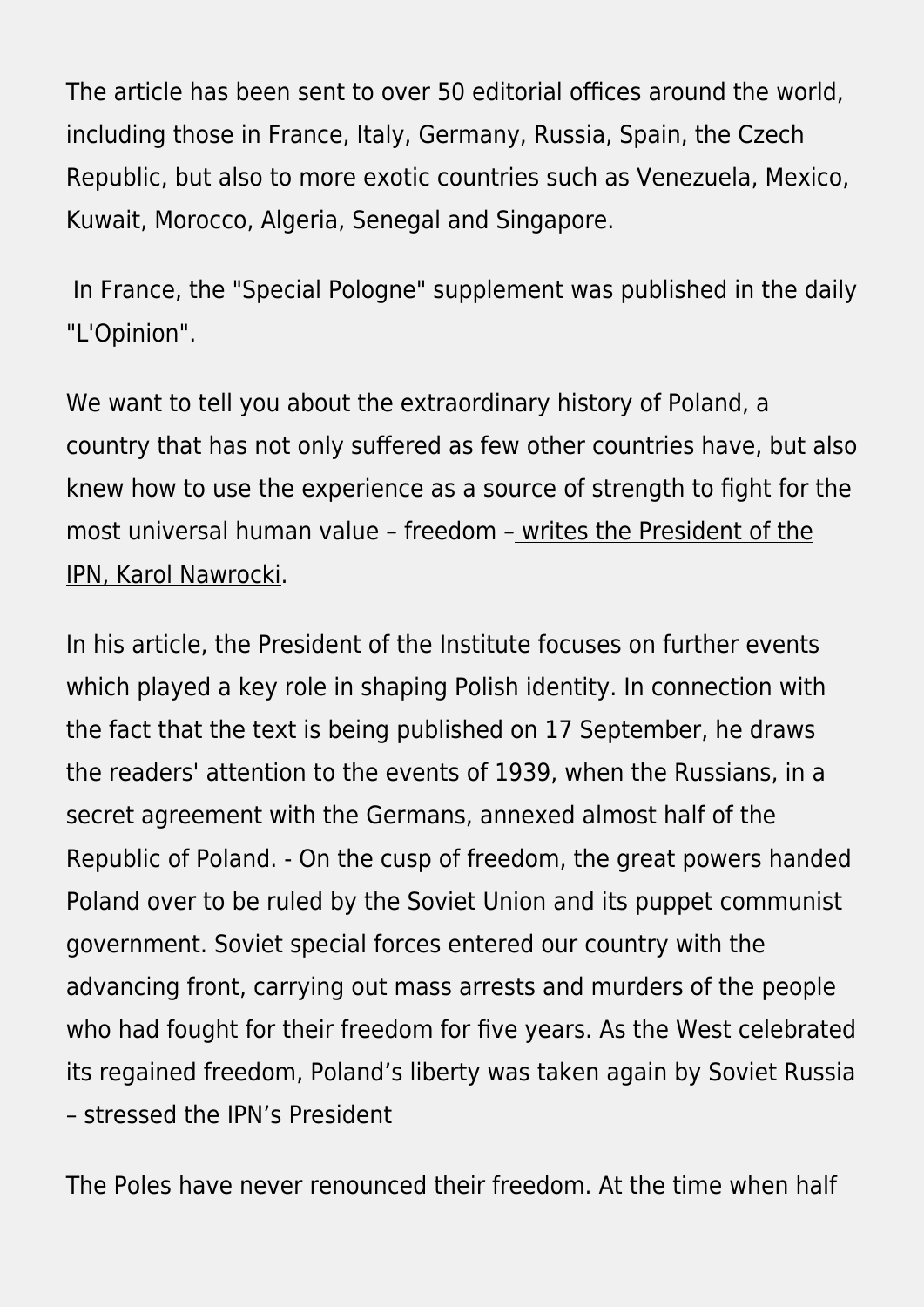The article has been sent to over 50 editorial offices around the world, including those in France, Italy, Germany, Russia, Spain, the Czech Republic, but also to more exotic countries such as Venezuela, Mexico, Kuwait, Morocco, Algeria, Senegal and Singapore.

In France, the "Special Pologne" supplement was published in the daily "L'Opinion".

We want to tell you about the extraordinary history of Poland, a country that has not only suffered as few other countries have, but also knew how to use the experience as a source of strength to fight for the most universal human value – freedom – writes the President of the IPN, Karol Nawrocki.

In his article, the President of the Institute focuses on further events which played a key role in shaping Polish identity. In connection with the fact that the text is being published on 17 September, he draws the readers' attention to the events of 1939, when the Russians, in a secret agreement with the Germans, annexed almost half of the Republic of Poland. - On the cusp of freedom, the great powers handed Poland over to be ruled by the Soviet Union and its puppet communist government. Soviet special forces entered our country with the advancing front, carrying out mass arrests and murders of the people who had fought for their freedom for five years. As the West celebrated its regained freedom, Poland's liberty was taken again by Soviet Russia – stressed the IPN's President

The Poles have never renounced their freedom. At the time when half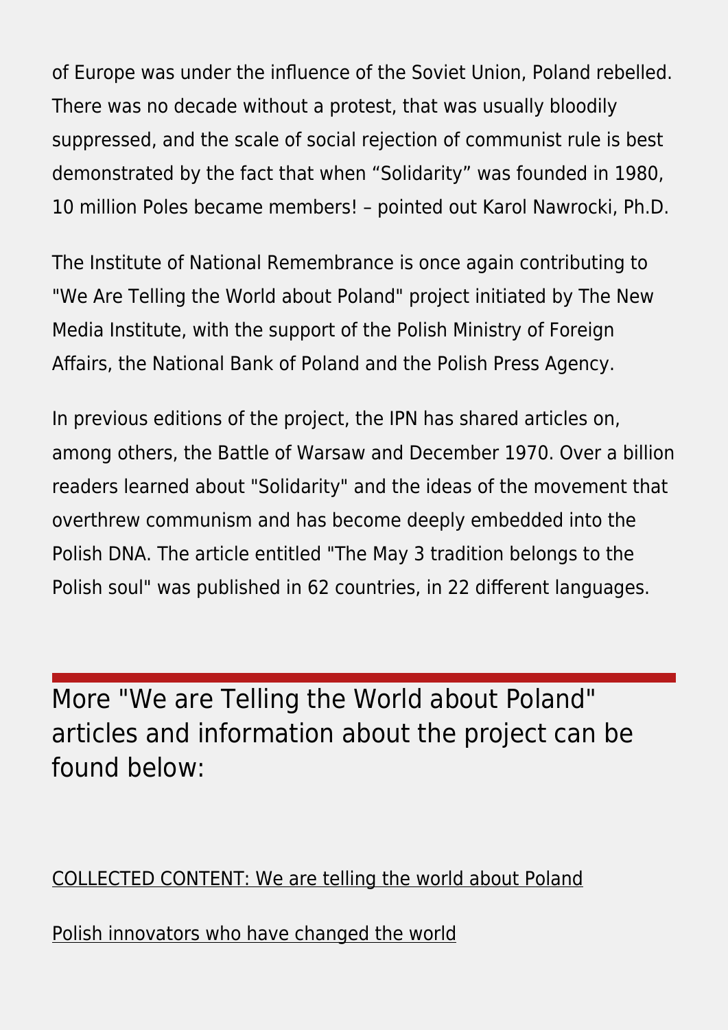of Europe was under the influence of the Soviet Union, Poland rebelled. There was no decade without a protest, that was usually bloodily suppressed, and the scale of social rejection of communist rule is best demonstrated by the fact that when "Solidarity" was founded in 1980, 10 million Poles became members! – pointed out Karol Nawrocki, Ph.D.

The Institute of National Remembrance is once again contributing to "We Are Telling the World about Poland" project initiated by The New Media Institute, with the support of the Polish Ministry of Foreign Affairs, the National Bank of Poland and the Polish Press Agency.

In previous editions of the project, the IPN has shared articles on, among others, the Battle of Warsaw and December 1970. Over a billion readers learned about "Solidarity" and the ideas of the movement that overthrew communism and has become deeply embedded into the Polish DNA. The article entitled "The May 3 tradition belongs to the Polish soul" was published in 62 countries, in 22 different languages.

---

## More "We are Telling the World about Poland" articles and information about the project can be found below:

COLLECTED CONTENT: We are telling the world about Poland

Polish innovators who have changed the world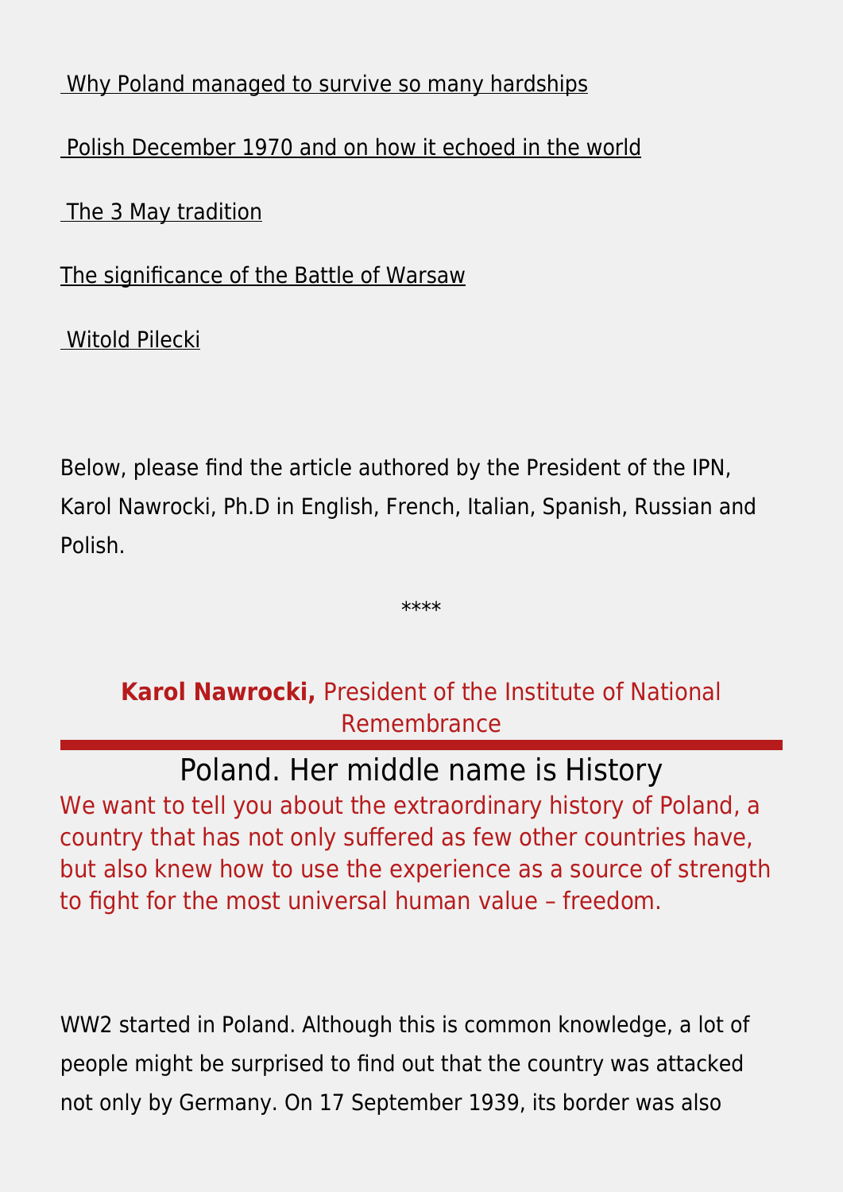Why Poland managed to survive so many hardships

Polish December 1970 and on how it echoed in the world

The 3 May tradition

The significance of the Battle of Warsaw

Witold Pilecki

Below, please find the article authored by the President of the IPN, Karol Nawrocki, Ph.D in English, French, Italian, Spanish, Russian and Polish.

****

**Karol Nawrocki,** President of the Institute of National Remembrance

# Poland. Her middle name is History

We want to tell you about the extraordinary history of Poland, a country that has not only suffered as few other countries have, but also knew how to use the experience as a source of strength to fight for the most universal human value – freedom.

WW2 started in Poland. Although this is common knowledge, a lot of people might be surprised to find out that the country was attacked not only by Germany. On 17 September 1939, its border was also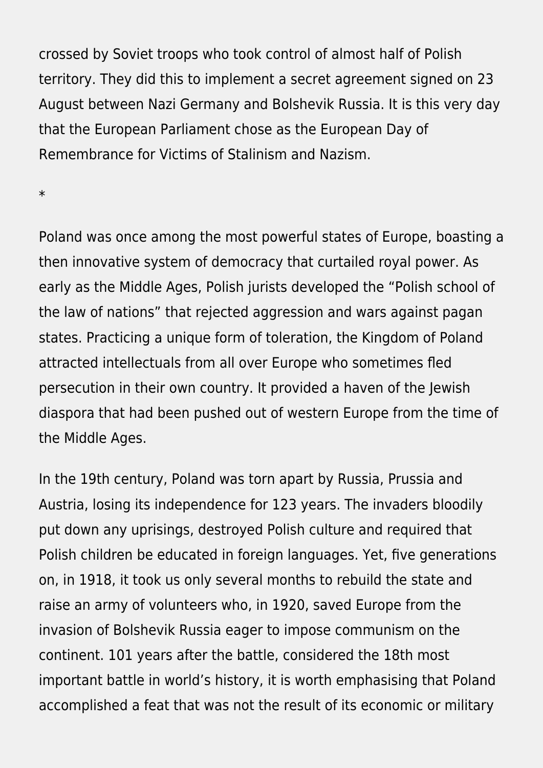crossed by Soviet troops who took control of almost half of Polish territory. They did this to implement a secret agreement signed on 23 August between Nazi Germany and Bolshevik Russia. It is this very day that the European Parliament chose as the European Day of Remembrance for Victims of Stalinism and Nazism.

*

Poland was once among the most powerful states of Europe, boasting a then innovative system of democracy that curtailed royal power. As early as the Middle Ages, Polish jurists developed the "Polish school of the law of nations" that rejected aggression and wars against pagan states. Practicing a unique form of toleration, the Kingdom of Poland attracted intellectuals from all over Europe who sometimes fled persecution in their own country. It provided a haven of the Jewish diaspora that had been pushed out of western Europe from the time of the Middle Ages.

In the 19th century, Poland was torn apart by Russia, Prussia and Austria, losing its independence for 123 years. The invaders bloodily put down any uprisings, destroyed Polish culture and required that Polish children be educated in foreign languages. Yet, five generations on, in 1918, it took us only several months to rebuild the state and raise an army of volunteers who, in 1920, saved Europe from the invasion of Bolshevik Russia eager to impose communism on the continent. 101 years after the battle, considered the 18th most important battle in world's history, it is worth emphasising that Poland accomplished a feat that was not the result of its economic or military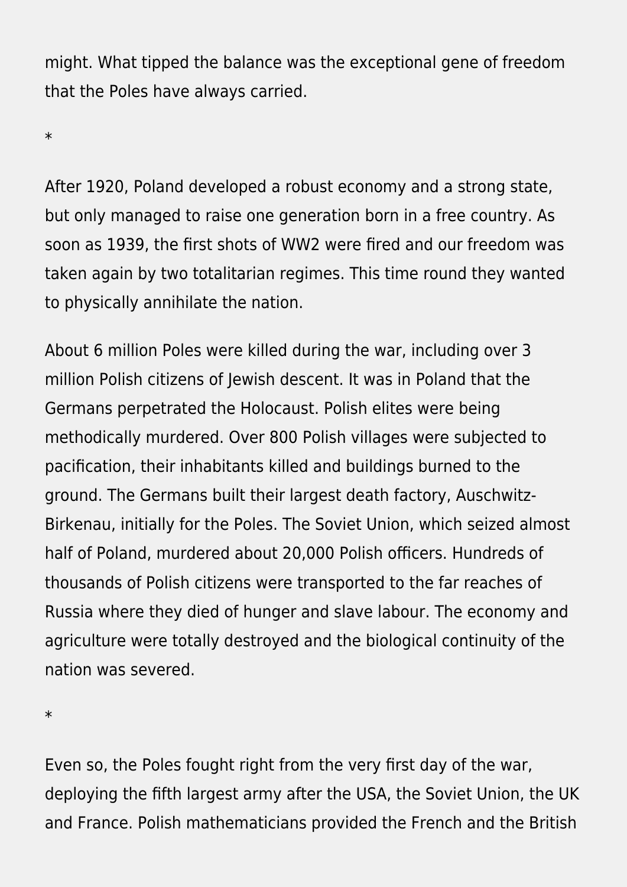might. What tipped the balance was the exceptional gene of freedom that the Poles have always carried.

*

After 1920, Poland developed a robust economy and a strong state, but only managed to raise one generation born in a free country. As soon as 1939, the first shots of WW2 were fired and our freedom was taken again by two totalitarian regimes. This time round they wanted to physically annihilate the nation.

About 6 million Poles were killed during the war, including over 3 million Polish citizens of Jewish descent. It was in Poland that the Germans perpetrated the Holocaust. Polish elites were being methodically murdered. Over 800 Polish villages were subjected to pacification, their inhabitants killed and buildings burned to the ground. The Germans built their largest death factory, Auschwitz-Birkenau, initially for the Poles. The Soviet Union, which seized almost half of Poland, murdered about 20,000 Polish officers. Hundreds of thousands of Polish citizens were transported to the far reaches of Russia where they died of hunger and slave labour. The economy and agriculture were totally destroyed and the biological continuity of the nation was severed.

*

Even so, the Poles fought right from the very first day of the war, deploying the fifth largest army after the USA, the Soviet Union, the UK and France. Polish mathematicians provided the French and the British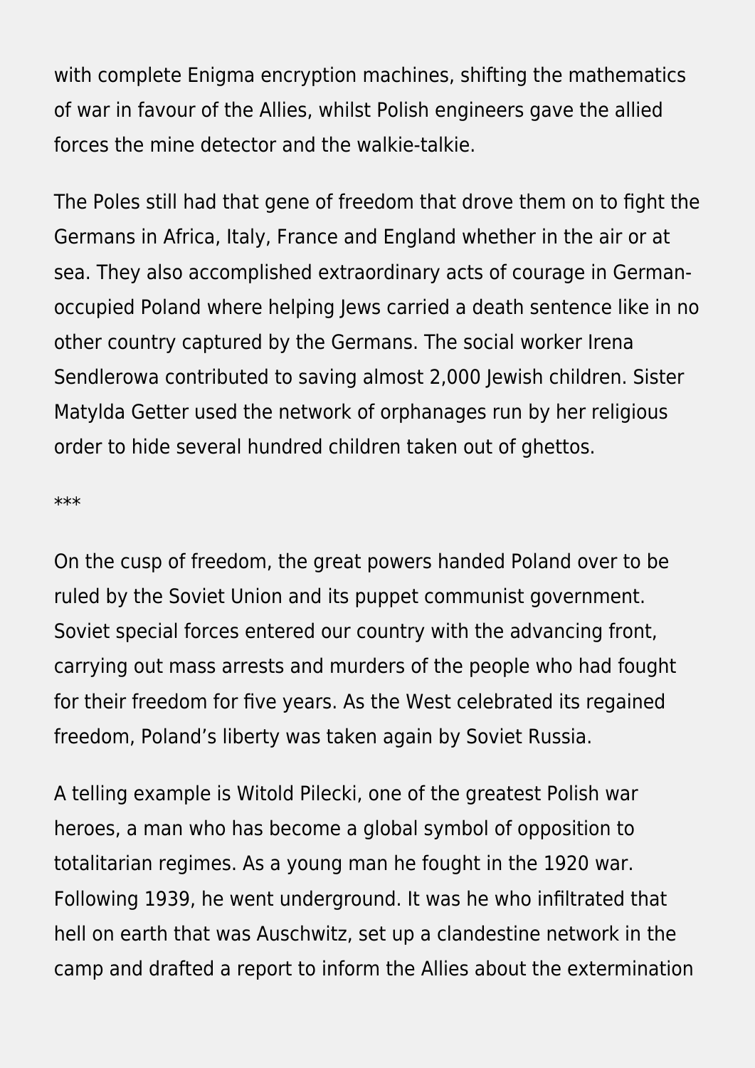with complete Enigma encryption machines, shifting the mathematics of war in favour of the Allies, whilst Polish engineers gave the allied forces the mine detector and the walkie-talkie.

The Poles still had that gene of freedom that drove them on to fight the Germans in Africa, Italy, France and England whether in the air or at sea. They also accomplished extraordinary acts of courage in German-occupied Poland where helping Jews carried a death sentence like in no other country captured by the Germans. The social worker Irena Sendlerowa contributed to saving almost 2,000 Jewish children. Sister Matylda Getter used the network of orphanages run by her religious order to hide several hundred children taken out of ghettos.

***

On the cusp of freedom, the great powers handed Poland over to be ruled by the Soviet Union and its puppet communist government. Soviet special forces entered our country with the advancing front, carrying out mass arrests and murders of the people who had fought for their freedom for five years. As the West celebrated its regained freedom, Poland's liberty was taken again by Soviet Russia.

A telling example is Witold Pilecki, one of the greatest Polish war heroes, a man who has become a global symbol of opposition to totalitarian regimes. As a young man he fought in the 1920 war. Following 1939, he went underground. It was he who infiltrated that hell on earth that was Auschwitz, set up a clandestine network in the camp and drafted a report to inform the Allies about the extermination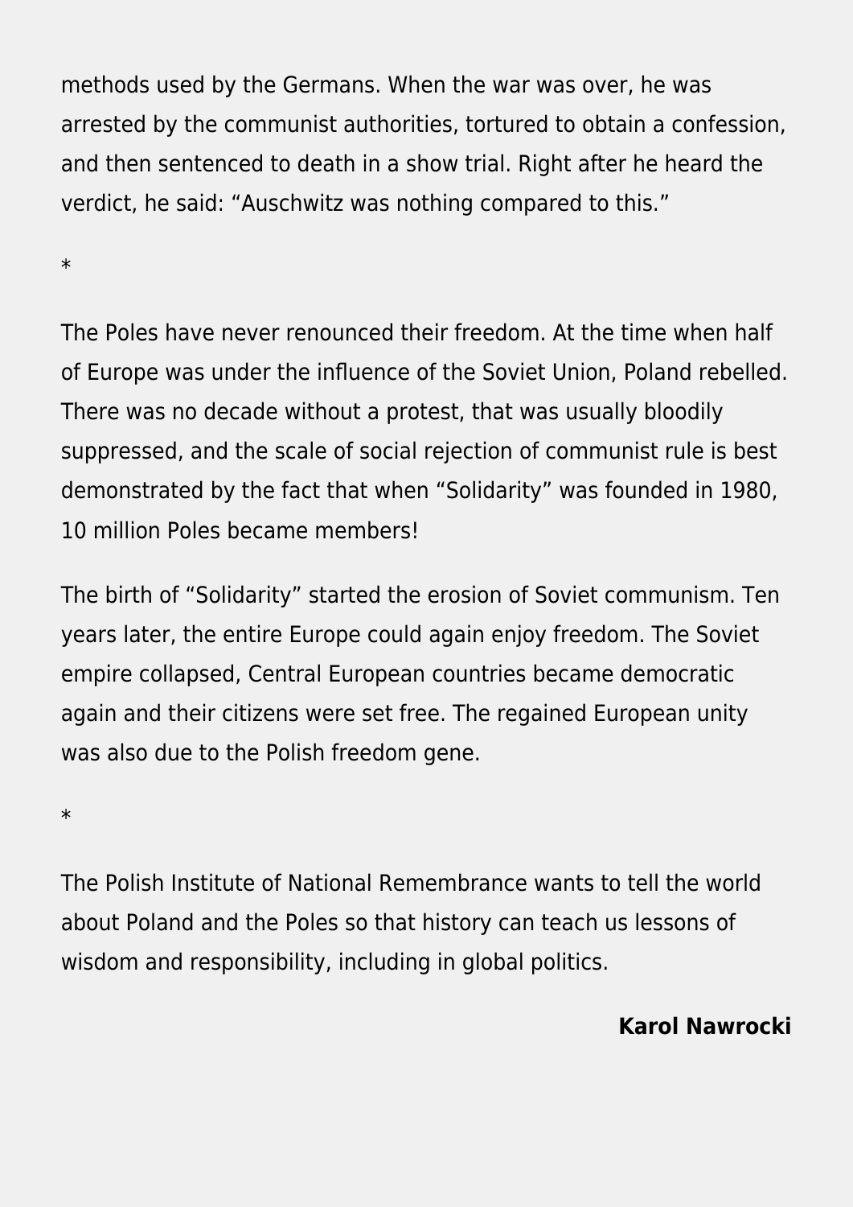methods used by the Germans. When the war was over, he was arrested by the communist authorities, tortured to obtain a confession, and then sentenced to death in a show trial. Right after he heard the verdict, he said: “Auschwitz was nothing compared to this.”

*

The Poles have never renounced their freedom. At the time when half of Europe was under the influence of the Soviet Union, Poland rebelled. There was no decade without a protest, that was usually bloodily suppressed, and the scale of social rejection of communist rule is best demonstrated by the fact that when “Solidarity” was founded in 1980, 10 million Poles became members!

The birth of “Solidarity” started the erosion of Soviet communism. Ten years later, the entire Europe could again enjoy freedom. The Soviet empire collapsed, Central European countries became democratic again and their citizens were set free. The regained European unity was also due to the Polish freedom gene.

*

The Polish Institute of National Remembrance wants to tell the world about Poland and the Poles so that history can teach us lessons of wisdom and responsibility, including in global politics.

**Karol Nawrocki**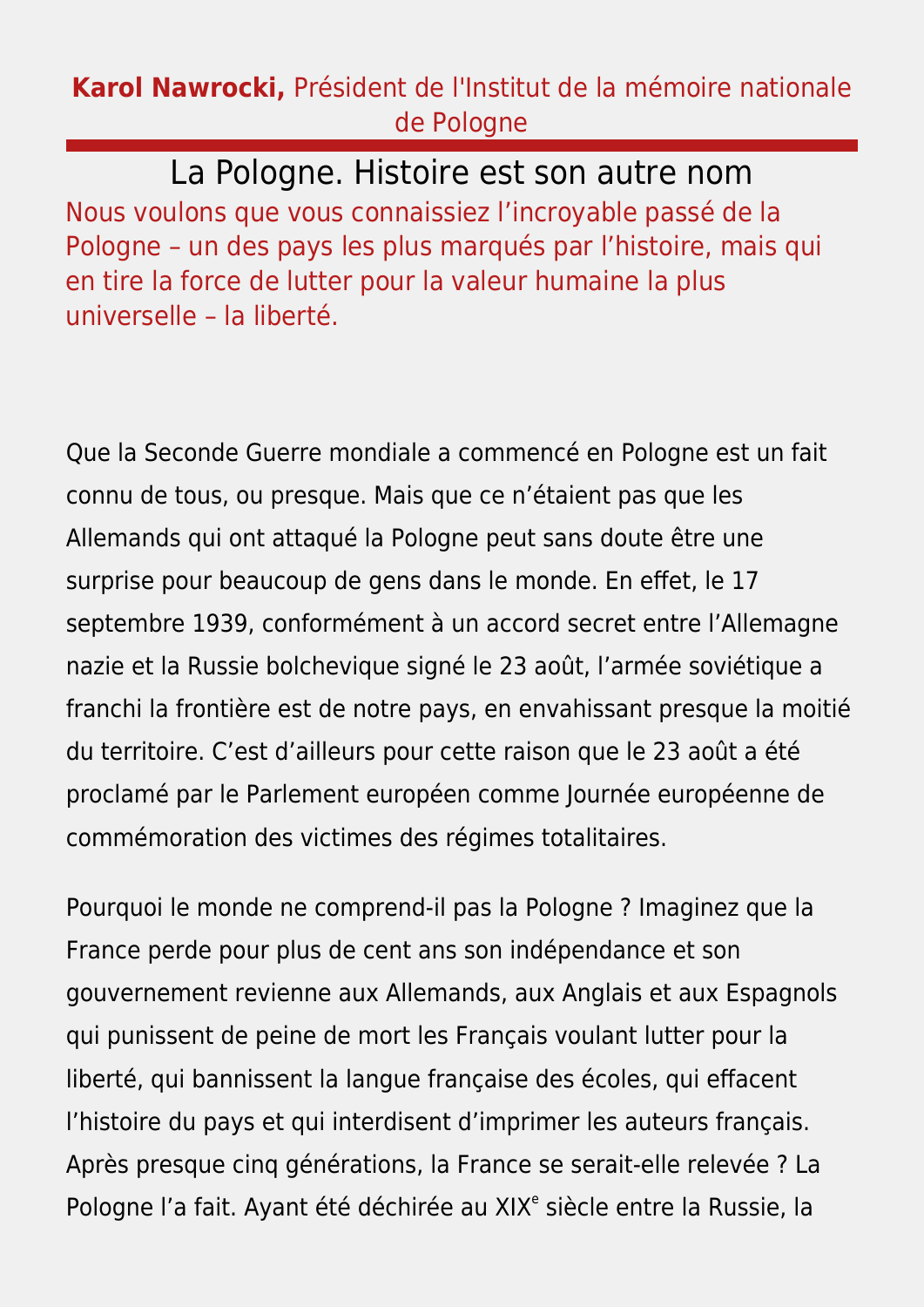**Karol Nawrocki,** Président de l'Institut de la mémoire nationale de Pologne

# La Pologne. Histoire est son autre nom

Nous voulons que vous connaissiez l'incroyable passé de la Pologne – un des pays les plus marqués par l'histoire, mais qui en tire la force de lutter pour la valeur humaine la plus universelle – la liberté.

Que la Seconde Guerre mondiale a commencé en Pologne est un fait connu de tous, ou presque. Mais que ce n'étaient pas que les Allemands qui ont attaqué la Pologne peut sans doute être une surprise pour beaucoup de gens dans le monde. En effet, le 17 septembre 1939, conformément à un accord secret entre l'Allemagne nazie et la Russie bolchevique signé le 23 août, l'armée soviétique a franchi la frontière est de notre pays, en envahissant presque la moitié du territoire. C'est d'ailleurs pour cette raison que le 23 août a été proclamé par le Parlement européen comme Journée européenne de commémoration des victimes des régimes totalitaires.

Pourquoi le monde ne comprend-il pas la Pologne ? Imaginez que la France perde pour plus de cent ans son indépendance et son gouvernement revienne aux Allemands, aux Anglais et aux Espagnols qui punissent de peine de mort les Français voulant lutter pour la liberté, qui bannissent la langue française des écoles, qui effacent l'histoire du pays et qui interdisent d'imprimer les auteurs français. Après presque cinq générations, la France se serait-elle relevée ? La Pologne l'a fait. Ayant été déchirée au XIX[e] siècle entre la Russie, la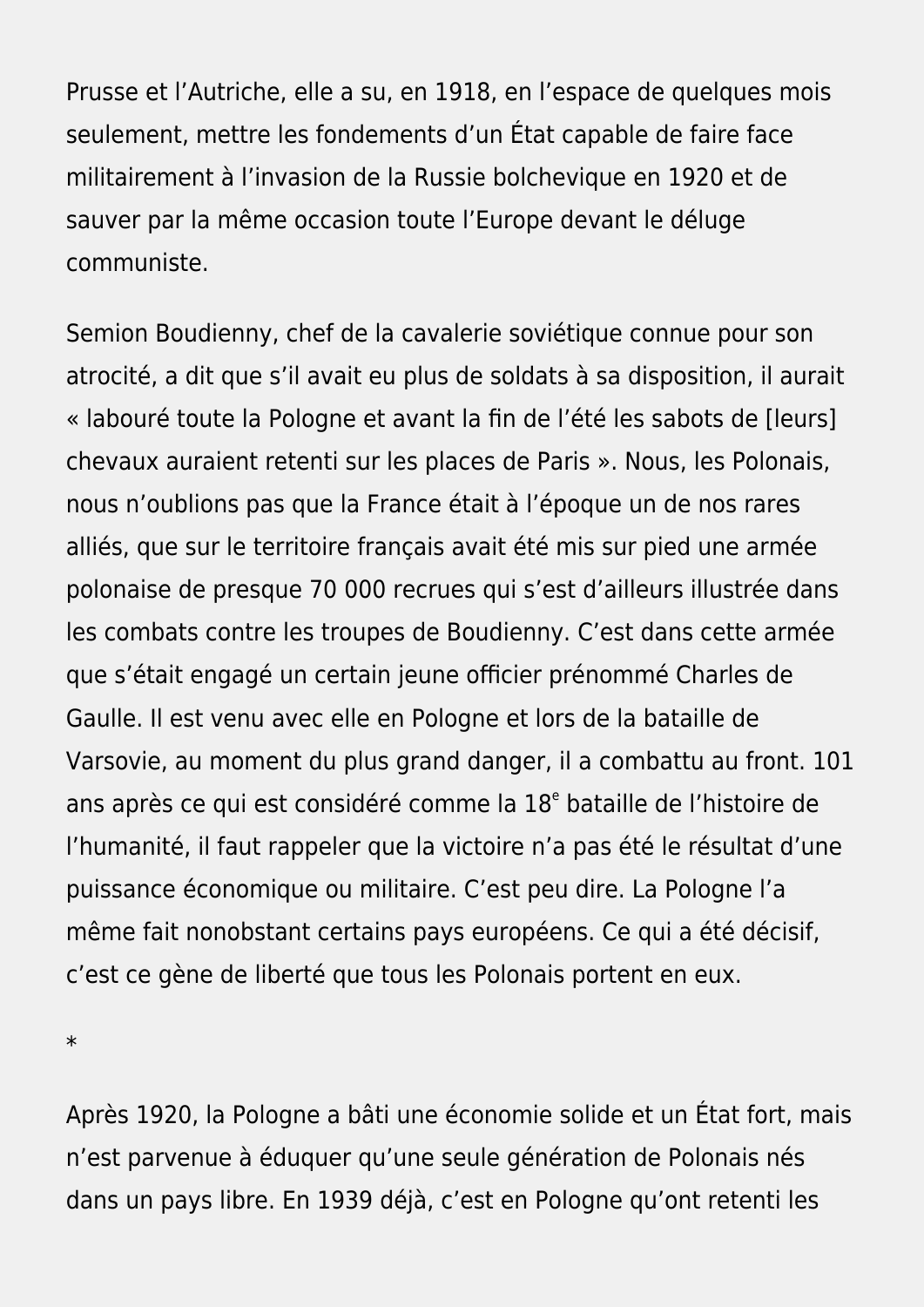Prusse et l’Autriche, elle a su, en 1918, en l’espace de quelques mois seulement, mettre les fondements d’un État capable de faire face militairement à l’invasion de la Russie bolchevique en 1920 et de sauver par la même occasion toute l’Europe devant le déluge communiste.

Semion Boudienny, chef de la cavalerie soviétique connue pour son atrocité, a dit que s’il avait eu plus de soldats à sa disposition, il aurait « labouré toute la Pologne et avant la fin de l’été les sabots de [leurs] chevaux auraient retenti sur les places de Paris ». Nous, les Polonais, nous n’oublions pas que la France était à l’époque un de nos rares alliés, que sur le territoire français avait été mis sur pied une armée polonaise de presque 70 000 recrues qui s’est d’ailleurs illustrée dans les combats contre les troupes de Boudienny. C’est dans cette armée que s’était engagé un certain jeune officier prénommé Charles de Gaulle. Il est venu avec elle en Pologne et lors de la bataille de Varsovie, au moment du plus grand danger, il a combattu au front. 101 ans après ce qui est considéré comme la 18ᵉ bataille de l’histoire de l’humanité, il faut rappeler que la victoire n’a pas été le résultat d’une puissance économique ou militaire. C’est peu dire. La Pologne l’a même fait nonobstant certains pays européens. Ce qui a été décisif, c’est ce gène de liberté que tous les Polonais portent en eux.

*

Après 1920, la Pologne a bâti une économie solide et un État fort, mais n’est parvenue à éduquer qu’une seule génération de Polonais nés dans un pays libre. En 1939 déjà, c’est en Pologne qu’ont retenti les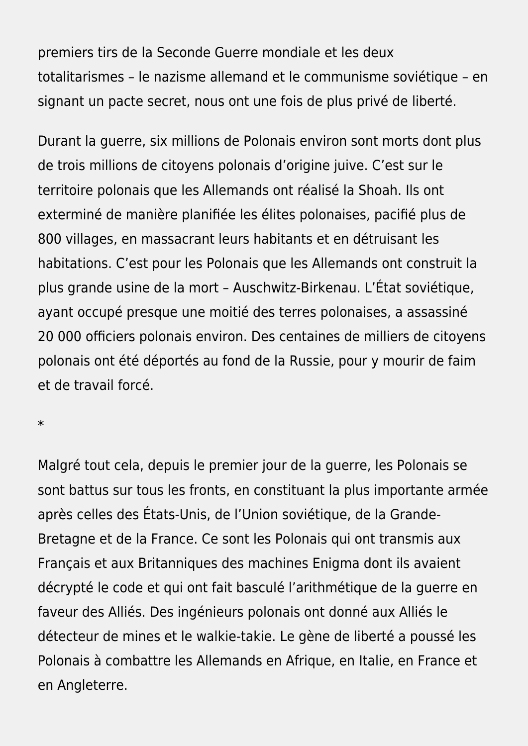premiers tirs de la Seconde Guerre mondiale et les deux totalitarismes – le nazisme allemand et le communisme soviétique – en signant un pacte secret, nous ont une fois de plus privé de liberté.

Durant la guerre, six millions de Polonais environ sont morts dont plus de trois millions de citoyens polonais d’origine juive. C’est sur le territoire polonais que les Allemands ont réalisé la Shoah. Ils ont exterminé de manière planifiée les élites polonaises, pacifié plus de 800 villages, en massacrant leurs habitants et en détruisant les habitations. C’est pour les Polonais que les Allemands ont construit la plus grande usine de la mort – Auschwitz-Birkenau. L’État soviétique, ayant occupé presque une moitié des terres polonaises, a assassiné 20 000 officiers polonais environ. Des centaines de milliers de citoyens polonais ont été déportés au fond de la Russie, pour y mourir de faim et de travail forcé.

*

Malgré tout cela, depuis le premier jour de la guerre, les Polonais se sont battus sur tous les fronts, en constituant la plus importante armée après celles des États-Unis, de l’Union soviétique, de la Grande-Bretagne et de la France. Ce sont les Polonais qui ont transmis aux Français et aux Britanniques des machines Enigma dont ils avaient décrypté le code et qui ont fait basculé l’arithmétique de la guerre en faveur des Alliés. Des ingénieurs polonais ont donné aux Alliés le détecteur de mines et le walkie-takie. Le gène de liberté a poussé les Polonais à combattre les Allemands en Afrique, en Italie, en France et en Angleterre.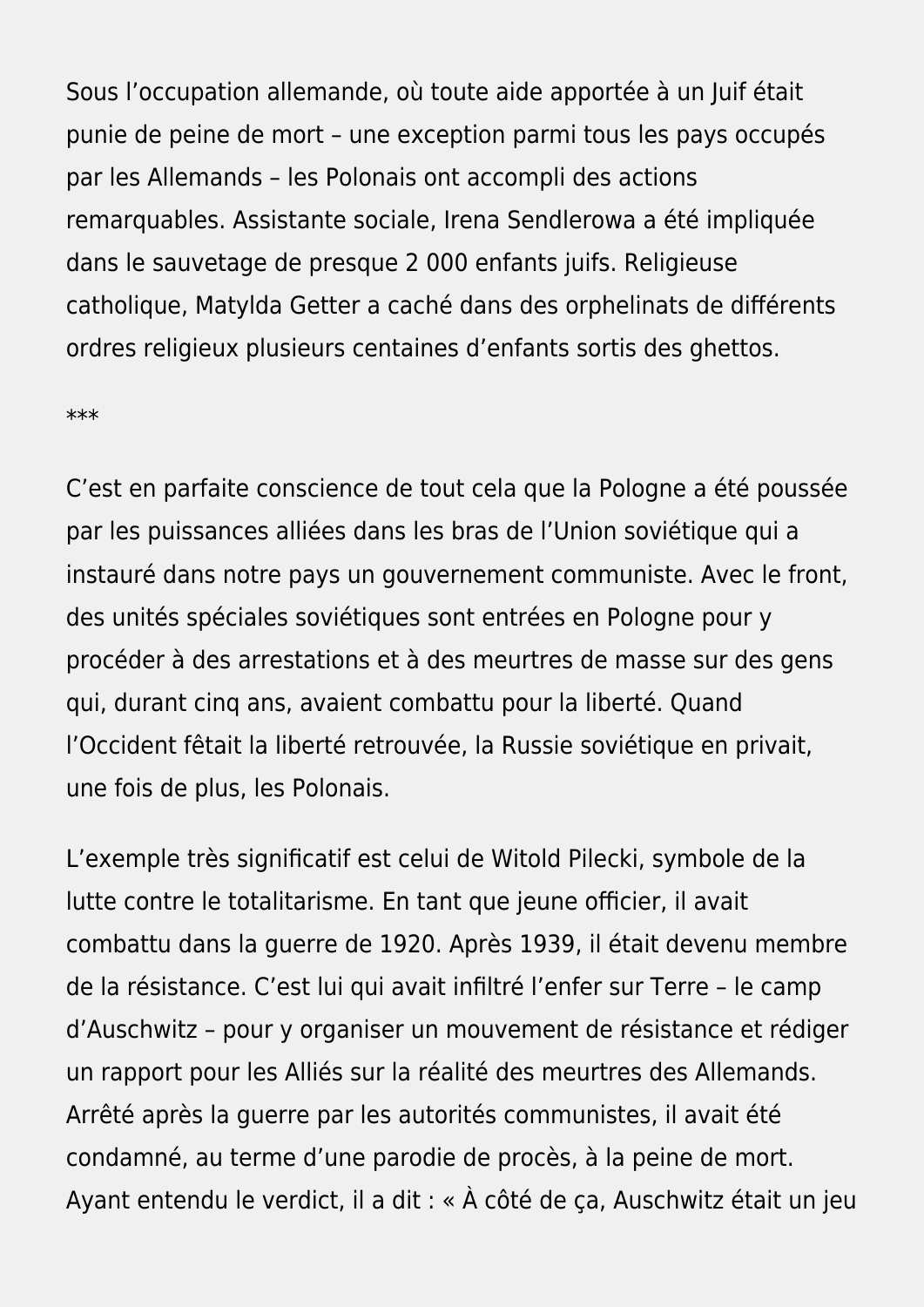Sous l’occupation allemande, où toute aide apportée à un Juif était punie de peine de mort – une exception parmi tous les pays occupés par les Allemands – les Polonais ont accompli des actions remarquables. Assistante sociale, Irena Sendlerowa a été impliquée dans le sauvetage de presque 2 000 enfants juifs. Religieuse catholique, Matylda Getter a caché dans des orphelinats de différents ordres religieux plusieurs centaines d’enfants sortis des ghettos.

***

C’est en parfaite conscience de tout cela que la Pologne a été poussée par les puissances alliées dans les bras de l’Union soviétique qui a instauré dans notre pays un gouvernement communiste. Avec le front, des unités spéciales soviétiques sont entrées en Pologne pour y procéder à des arrestations et à des meurtres de masse sur des gens qui, durant cinq ans, avaient combattu pour la liberté. Quand l’Occident fêtait la liberté retrouvée, la Russie soviétique en privait, une fois de plus, les Polonais.

L’exemple très significatif est celui de Witold Pilecki, symbole de la lutte contre le totalitarisme. En tant que jeune officier, il avait combattu dans la guerre de 1920. Après 1939, il était devenu membre de la résistance. C’est lui qui avait infiltré l’enfer sur Terre – le camp d’Auschwitz – pour y organiser un mouvement de résistance et rédiger un rapport pour les Alliés sur la réalité des meurtres des Allemands. Arrêté après la guerre par les autorités communistes, il avait été condamné, au terme d’une parodie de procès, à la peine de mort. Ayant entendu le verdict, il a dit : « À côté de ça, Auschwitz était un jeu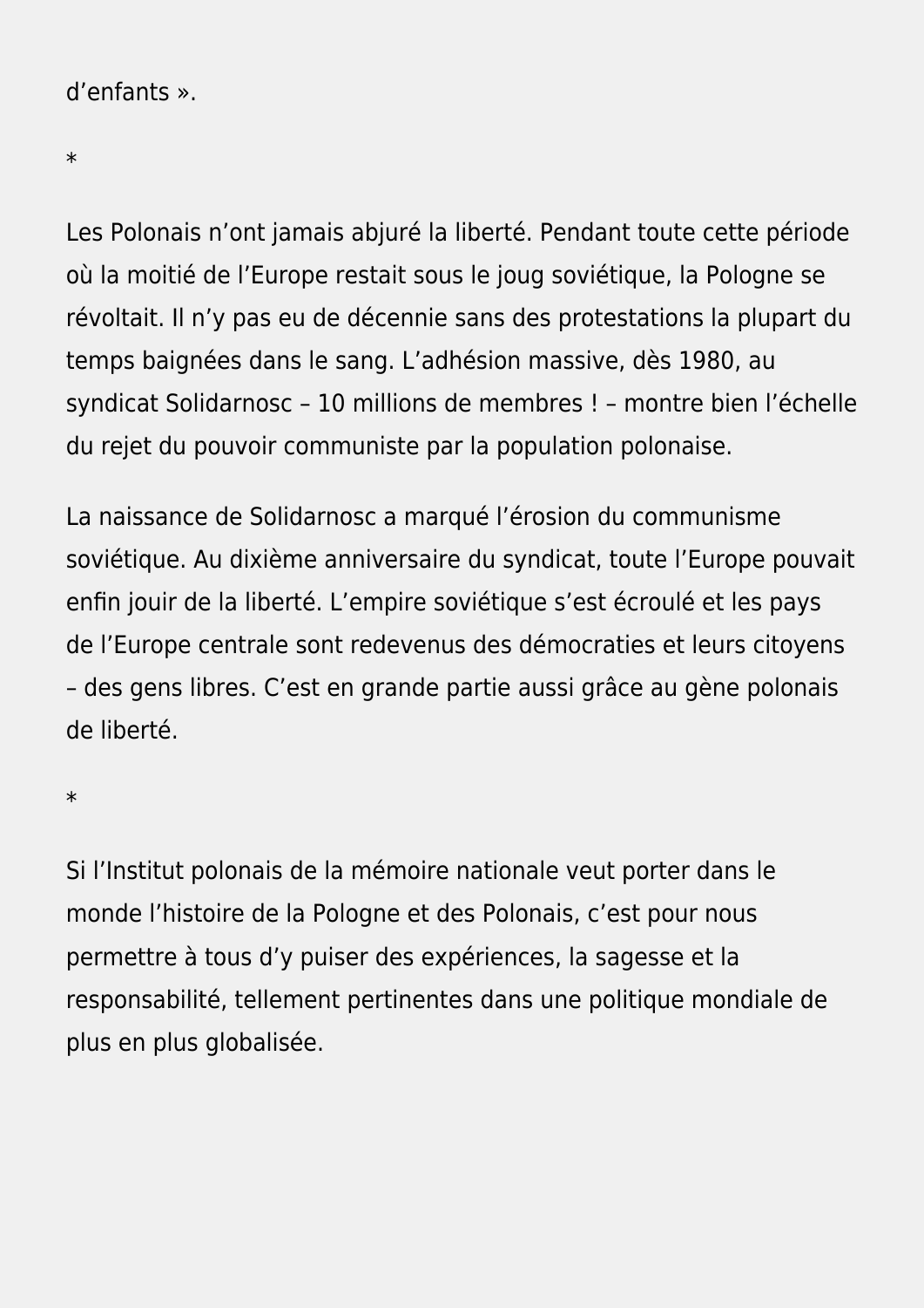d’enfants ».

*

Les Polonais n’ont jamais abjuré la liberté. Pendant toute cette période où la moitié de l’Europe restait sous le joug soviétique, la Pologne se révoltait. Il n’y pas eu de décennie sans des protestations la plupart du temps baignées dans le sang. L’adhésion massive, dès 1980, au syndicat Solidarnosc – 10 millions de membres ! – montre bien l’échelle du rejet du pouvoir communiste par la population polonaise.

La naissance de Solidarnosc a marqué l’érosion du communisme soviétique. Au dixième anniversaire du syndicat, toute l’Europe pouvait enfin jouir de la liberté. L’empire soviétique s’est écroulé et les pays de l’Europe centrale sont redevenus des démocraties et leurs citoyens – des gens libres. C’est en grande partie aussi grâce au gène polonais de liberté.

*

Si l’Institut polonais de la mémoire nationale veut porter dans le monde l’histoire de la Pologne et des Polonais, c’est pour nous permettre à tous d’y puiser des expériences, la sagesse et la responsabilité, tellement pertinentes dans une politique mondiale de plus en plus globalisée.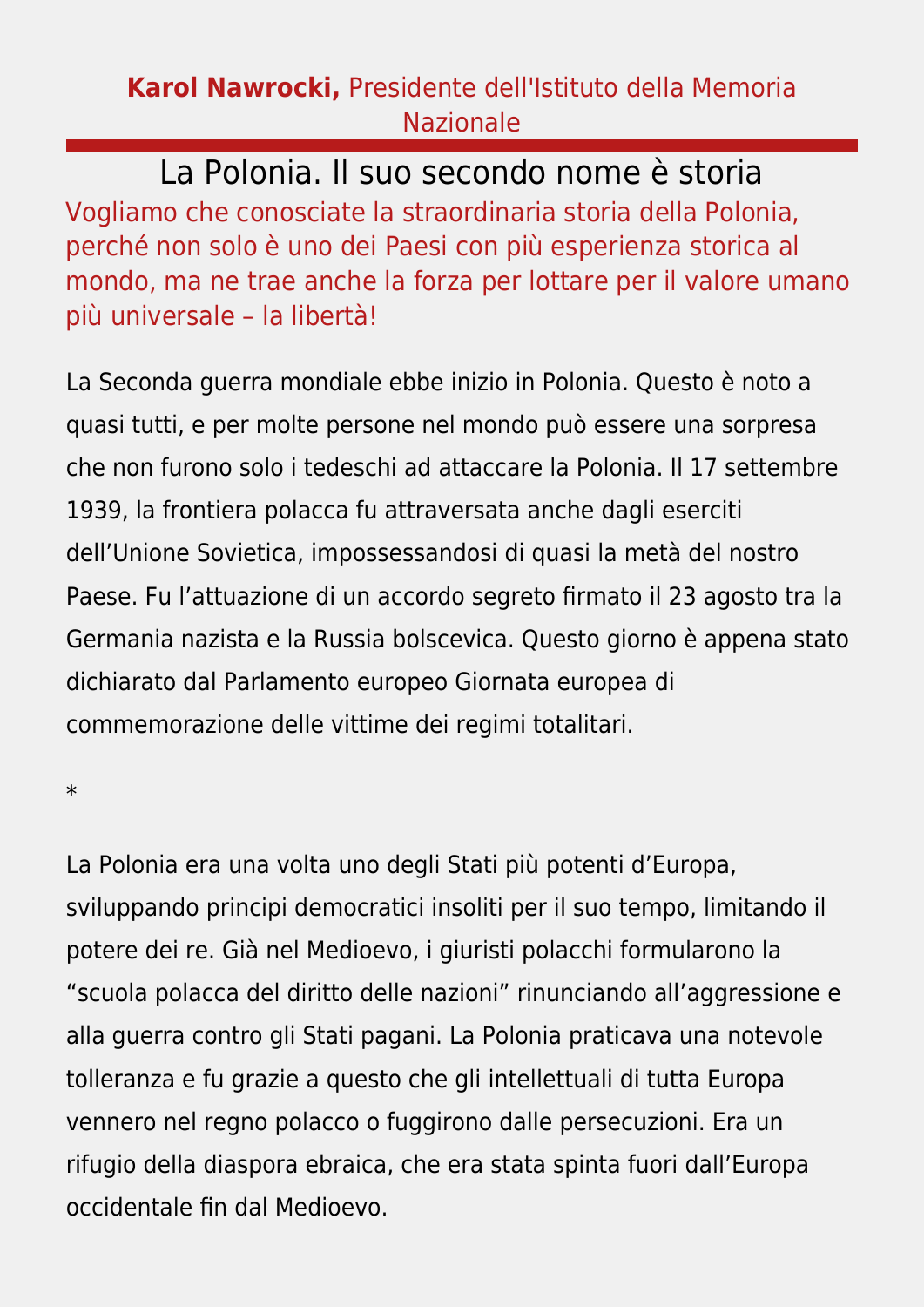**Karol Nawrocki,** Presidente dell'Istituto della Memoria Nazionale

# La Polonia. Il suo secondo nome è storia

Vogliamo che conosciate la straordinaria storia della Polonia, perché non solo è uno dei Paesi con più esperienza storica al mondo, ma ne trae anche la forza per lottare per il valore umano più universale – la libertà!

La Seconda guerra mondiale ebbe inizio in Polonia. Questo è noto a quasi tutti, e per molte persone nel mondo può essere una sorpresa che non furono solo i tedeschi ad attaccare la Polonia. Il 17 settembre 1939, la frontiera polacca fu attraversata anche dagli eserciti dell'Unione Sovietica, impossessandosi di quasi la metà del nostro Paese. Fu l'attuazione di un accordo segreto firmato il 23 agosto tra la Germania nazista e la Russia bolscevica. Questo giorno è appena stato dichiarato dal Parlamento europeo Giornata europea di commemorazione delle vittime dei regimi totalitari.

*

La Polonia era una volta uno degli Stati più potenti d'Europa, sviluppando principi democratici insoliti per il suo tempo, limitando il potere dei re. Già nel Medioevo, i giuristi polacchi formularono la "scuola polacca del diritto delle nazioni" rinunciando all'aggressione e alla guerra contro gli Stati pagani. La Polonia praticava una notevole tolleranza e fu grazie a questo che gli intellettuali di tutta Europa vennero nel regno polacco o fuggirono dalle persecuzioni. Era un rifugio della diaspora ebraica, che era stata spinta fuori dall'Europa occidentale fin dal Medioevo.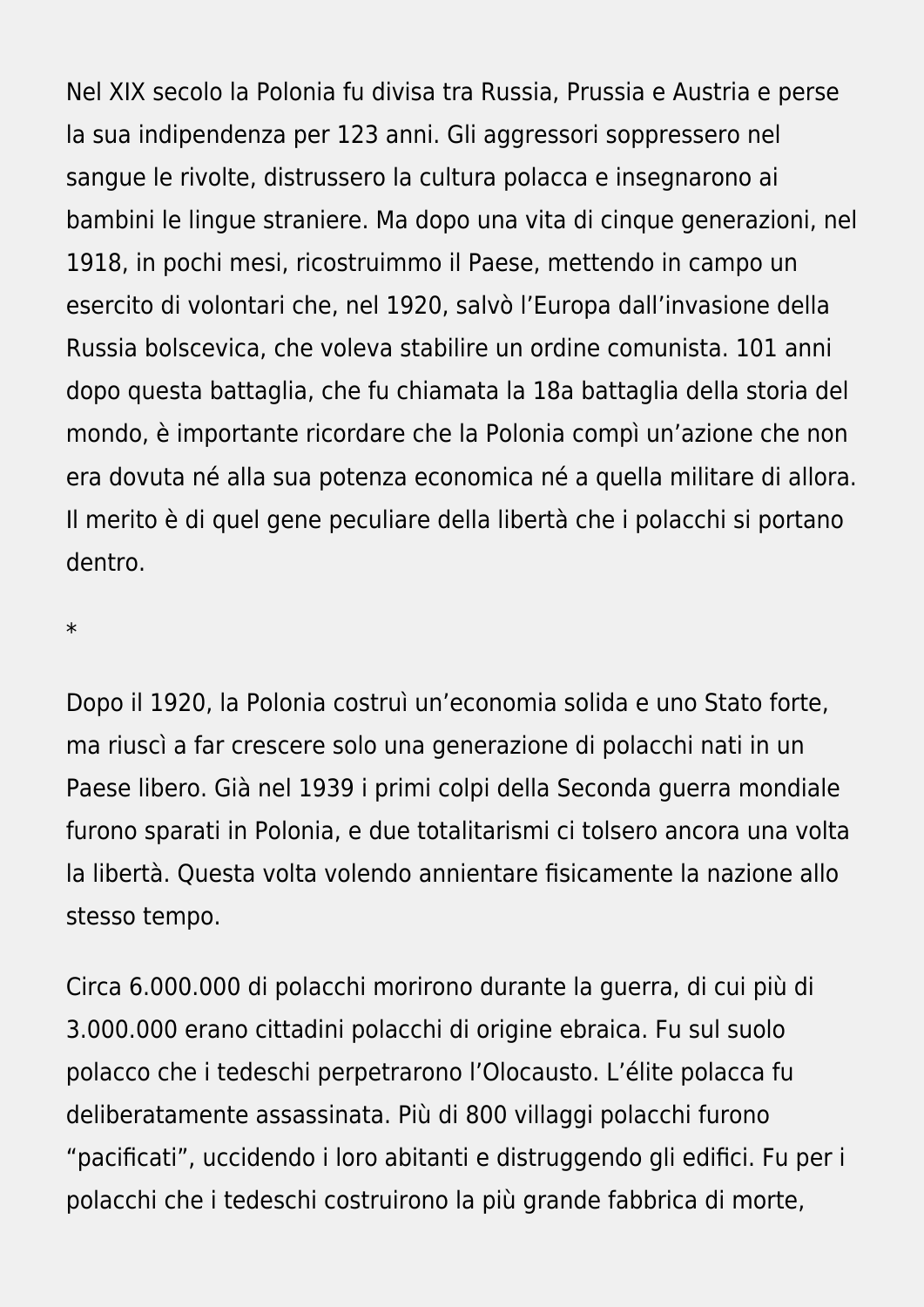Nel XIX secolo la Polonia fu divisa tra Russia, Prussia e Austria e perse la sua indipendenza per 123 anni. Gli aggressori soppressero nel sangue le rivolte, distrussero la cultura polacca e insegnarono ai bambini le lingue straniere. Ma dopo una vita di cinque generazioni, nel 1918, in pochi mesi, ricostruimmo il Paese, mettendo in campo un esercito di volontari che, nel 1920, salvò l'Europa dall'invasione della Russia bolscevica, che voleva stabilire un ordine comunista. 101 anni dopo questa battaglia, che fu chiamata la 18a battaglia della storia del mondo, è importante ricordare che la Polonia compì un'azione che non era dovuta né alla sua potenza economica né a quella militare di allora. Il merito è di quel gene peculiare della libertà che i polacchi si portano dentro.

*

Dopo il 1920, la Polonia costruì un'economia solida e uno Stato forte, ma riuscì a far crescere solo una generazione di polacchi nati in un Paese libero. Già nel 1939 i primi colpi della Seconda guerra mondiale furono sparati in Polonia, e due totalitarismi ci tolsero ancora una volta la libertà. Questa volta volendo annientare fisicamente la nazione allo stesso tempo.

Circa 6.000.000 di polacchi morirono durante la guerra, di cui più di 3.000.000 erano cittadini polacchi di origine ebraica. Fu sul suolo polacco che i tedeschi perpetrarono l'Olocausto. L'élite polacca fu deliberatamente assassinata. Più di 800 villaggi polacchi furono "pacificati", uccidendo i loro abitanti e distruggendo gli edifici. Fu per i polacchi che i tedeschi costruirono la più grande fabbrica di morte,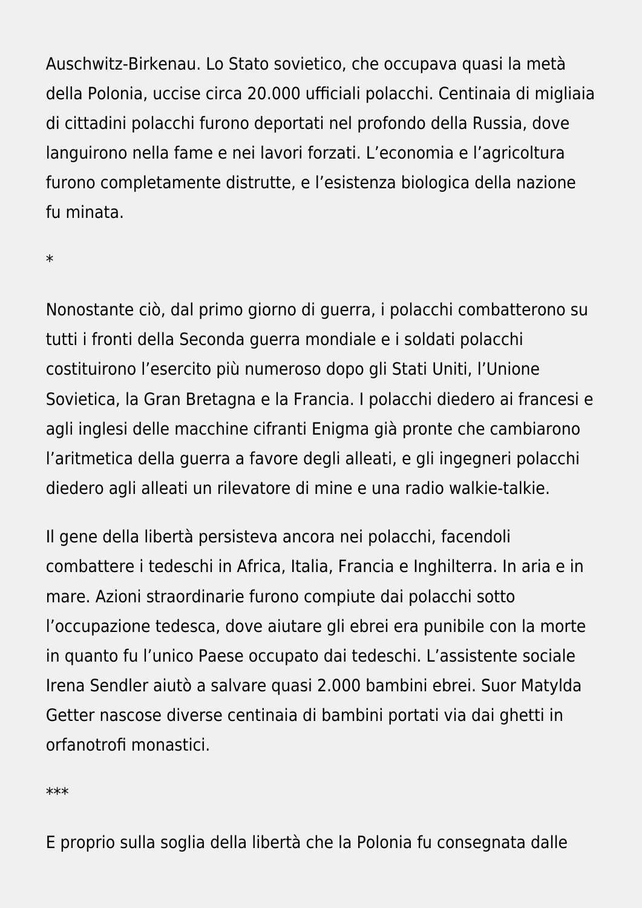Auschwitz-Birkenau. Lo Stato sovietico, che occupava quasi la metà della Polonia, uccise circa 20.000 ufficiali polacchi. Centinaia di migliaia di cittadini polacchi furono deportati nel profondo della Russia, dove languirono nella fame e nei lavori forzati. L'economia e l'agricoltura furono completamente distrutte, e l'esistenza biologica della nazione fu minata.

*

Nonostante ciò, dal primo giorno di guerra, i polacchi combatterono su tutti i fronti della Seconda guerra mondiale e i soldati polacchi costituirono l'esercito più numeroso dopo gli Stati Uniti, l'Unione Sovietica, la Gran Bretagna e la Francia. I polacchi diedero ai francesi e agli inglesi delle macchine cifranti Enigma già pronte che cambiarono l'aritmetica della guerra a favore degli alleati, e gli ingegneri polacchi diedero agli alleati un rilevatore di mine e una radio walkie-talkie.

Il gene della libertà persisteva ancora nei polacchi, facendoli combattere i tedeschi in Africa, Italia, Francia e Inghilterra. In aria e in mare. Azioni straordinarie furono compiute dai polacchi sotto l'occupazione tedesca, dove aiutare gli ebrei era punibile con la morte in quanto fu l'unico Paese occupato dai tedeschi. L'assistente sociale Irena Sendler aiutò a salvare quasi 2.000 bambini ebrei. Suor Matylda Getter nascose diverse centinaia di bambini portati via dai ghetti in orfanotrofi monastici.

***

E proprio sulla soglia della libertà che la Polonia fu consegnata dalle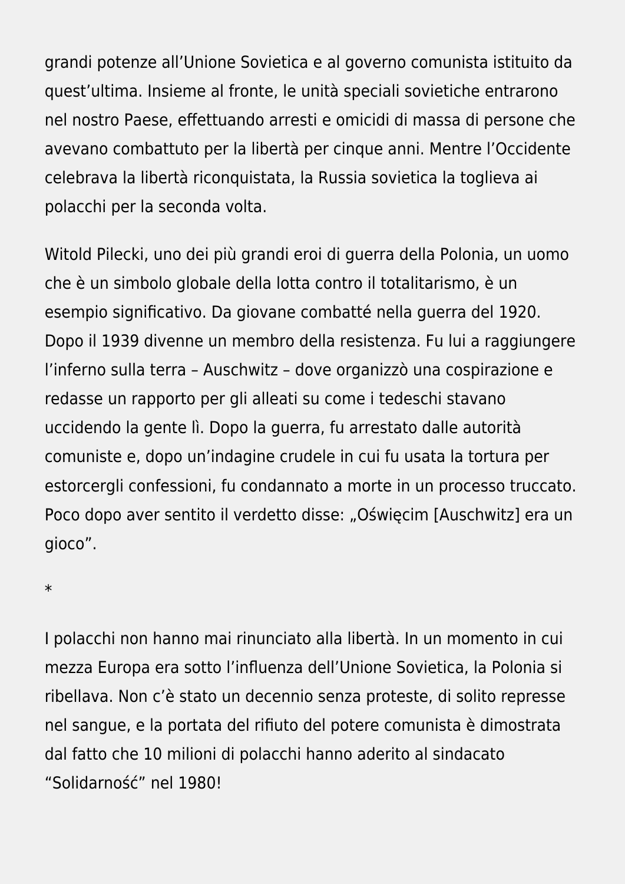grandi potenze all'Unione Sovietica e al governo comunista istituito da quest'ultima. Insieme al fronte, le unità speciali sovietiche entrarono nel nostro Paese, effettuando arresti e omicidi di massa di persone che avevano combattuto per la libertà per cinque anni. Mentre l'Occidente celebrava la libertà riconquistata, la Russia sovietica la toglieva ai polacchi per la seconda volta.

Witold Pilecki, uno dei più grandi eroi di guerra della Polonia, un uomo che è un simbolo globale della lotta contro il totalitarismo, è un esempio significativo. Da giovane combatté nella guerra del 1920. Dopo il 1939 divenne un membro della resistenza. Fu lui a raggiungere l'inferno sulla terra – Auschwitz – dove organizzò una cospirazione e redasse un rapporto per gli alleati su come i tedeschi stavano uccidendo la gente lì. Dopo la guerra, fu arrestato dalle autorità comuniste e, dopo un'indagine crudele in cui fu usata la tortura per estorcergli confessioni, fu condannato a morte in un processo truccato. Poco dopo aver sentito il verdetto disse: „Oświęcim [Auschwitz] era un gioco".

*

I polacchi non hanno mai rinunciato alla libertà. In un momento in cui mezza Europa era sotto l'influenza dell'Unione Sovietica, la Polonia si ribellava. Non c'è stato un decennio senza proteste, di solito represse nel sangue, e la portata del rifiuto del potere comunista è dimostrata dal fatto che 10 milioni di polacchi hanno aderito al sindacato "Solidarność" nel 1980!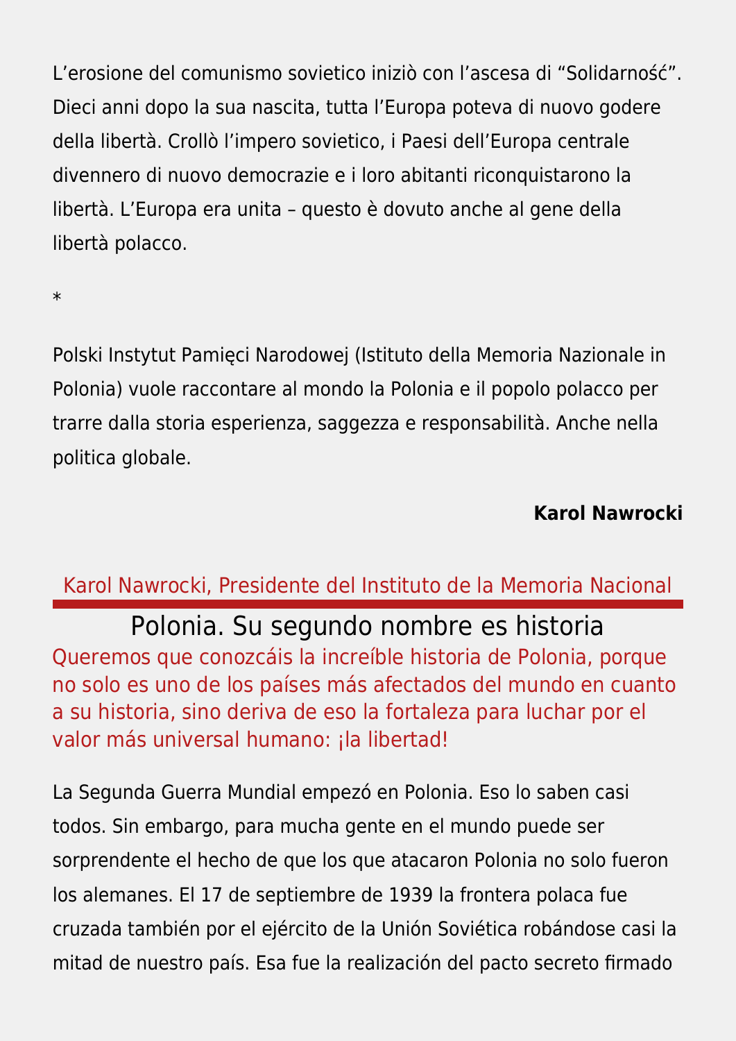L'erosione del comunismo sovietico iniziò con l'ascesa di "Solidarność". Dieci anni dopo la sua nascita, tutta l'Europa poteva di nuovo godere della libertà. Crollò l'impero sovietico, i Paesi dell'Europa centrale divennero di nuovo democrazie e i loro abitanti riconquistarono la libertà. L'Europa era unita – questo è dovuto anche al gene della libertà polacco.

*

Polski Instytut Pamięci Narodowej (Istituto della Memoria Nazionale in Polonia) vuole raccontare al mondo la Polonia e il popolo polacco per trarre dalla storia esperienza, saggezza e responsabilità. Anche nella politica globale.

**Karol Nawrocki**

Karol Nawrocki, Presidente del Instituto de la Memoria Nacional

# Polonia. Su segundo nombre es historia

Queremos que conozcáis la increíble historia de Polonia, porque no solo es uno de los países más afectados del mundo en cuanto a su historia, sino deriva de eso la fortaleza para luchar por el valor más universal humano: ¡la libertad!

La Segunda Guerra Mundial empezó en Polonia. Eso lo saben casi todos. Sin embargo, para mucha gente en el mundo puede ser sorprendente el hecho de que los que atacaron Polonia no solo fueron los alemanes. El 17 de septiembre de 1939 la frontera polaca fue cruzada también por el ejército de la Unión Soviética robándose casi la mitad de nuestro país. Esa fue la realización del pacto secreto firmado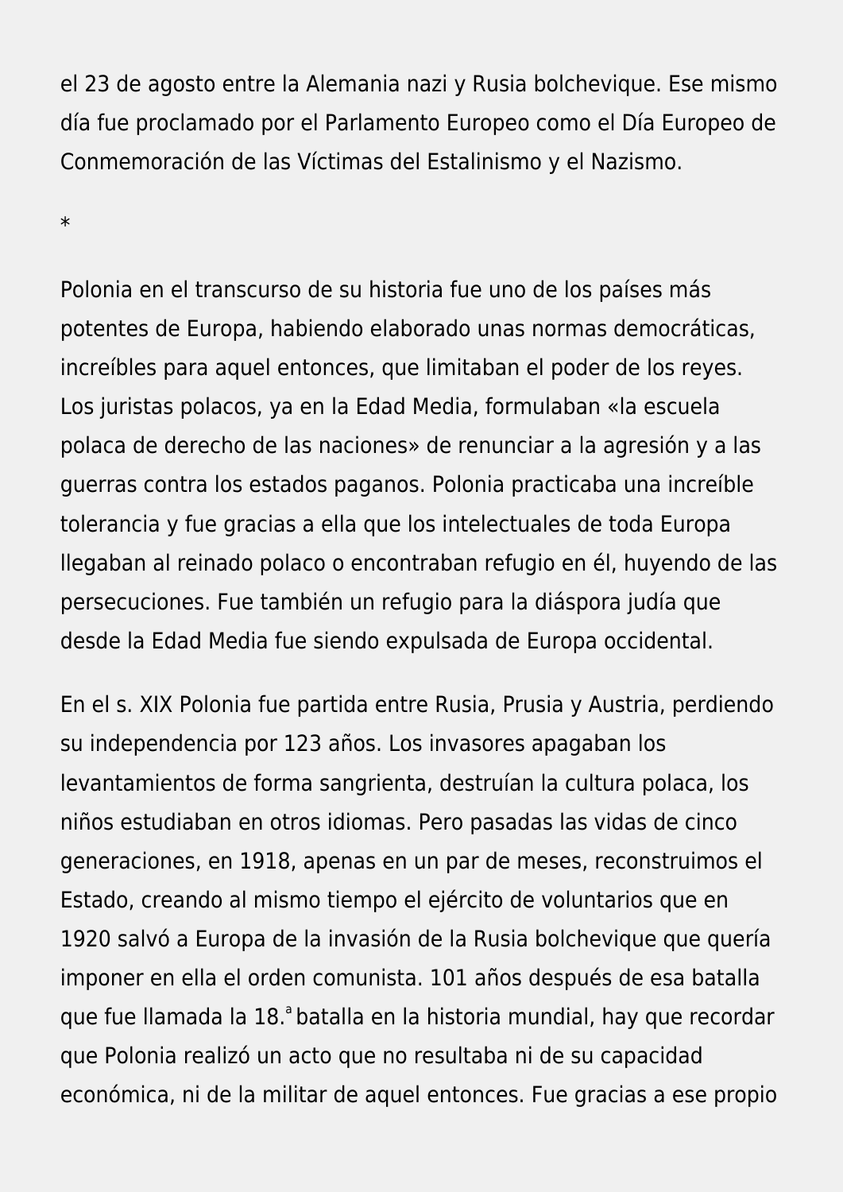el 23 de agosto entre la Alemania nazi y Rusia bolchevique. Ese mismo día fue proclamado por el Parlamento Europeo como el Día Europeo de Conmemoración de las Víctimas del Estalinismo y el Nazismo.

*

Polonia en el transcurso de su historia fue uno de los países más potentes de Europa, habiendo elaborado unas normas democráticas, increíbles para aquel entonces, que limitaban el poder de los reyes. Los juristas polacos, ya en la Edad Media, formulaban «la escuela polaca de derecho de las naciones» de renunciar a la agresión y a las guerras contra los estados paganos. Polonia practicaba una increíble tolerancia y fue gracias a ella que los intelectuales de toda Europa llegaban al reinado polaco o encontraban refugio en él, huyendo de las persecuciones. Fue también un refugio para la diáspora judía que desde la Edad Media fue siendo expulsada de Europa occidental.

En el s. XIX Polonia fue partida entre Rusia, Prusia y Austria, perdiendo su independencia por 123 años. Los invasores apagaban los levantamientos de forma sangrienta, destruían la cultura polaca, los niños estudiaban en otros idiomas. Pero pasadas las vidas de cinco generaciones, en 1918, apenas en un par de meses, reconstruimos el Estado, creando al mismo tiempo el ejército de voluntarios que en 1920 salvó a Europa de la invasión de la Rusia bolchevique que quería imponer en ella el orden comunista. 101 años después de esa batalla que fue llamada la 18.ª batalla en la historia mundial, hay que recordar que Polonia realizó un acto que no resultaba ni de su capacidad económica, ni de la militar de aquel entonces. Fue gracias a ese propio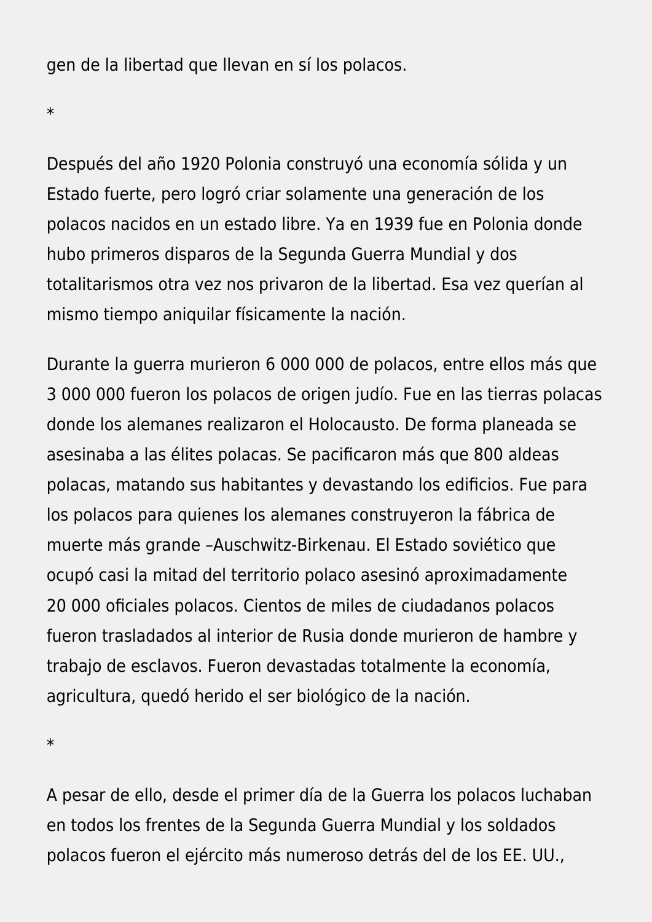gen de la libertad que llevan en sí los polacos.

*

Después del año 1920 Polonia construyó una economía sólida y un Estado fuerte, pero logró criar solamente una generación de los polacos nacidos en un estado libre. Ya en 1939 fue en Polonia donde hubo primeros disparos de la Segunda Guerra Mundial y dos totalitarismos otra vez nos privaron de la libertad. Esa vez querían al mismo tiempo aniquilar físicamente la nación.

Durante la guerra murieron 6 000 000 de polacos, entre ellos más que 3 000 000 fueron los polacos de origen judío. Fue en las tierras polacas donde los alemanes realizaron el Holocausto. De forma planeada se asesinaba a las élites polacas. Se pacificaron más que 800 aldeas polacas, matando sus habitantes y devastando los edificios. Fue para los polacos para quienes los alemanes construyeron la fábrica de muerte más grande –Auschwitz-Birkenau. El Estado soviético que ocupó casi la mitad del territorio polaco asesinó aproximadamente 20 000 oficiales polacos. Cientos de miles de ciudadanos polacos fueron trasladados al interior de Rusia donde murieron de hambre y trabajo de esclavos. Fueron devastadas totalmente la economía, agricultura, quedó herido el ser biológico de la nación.

*

A pesar de ello, desde el primer día de la Guerra los polacos luchaban en todos los frentes de la Segunda Guerra Mundial y los soldados polacos fueron el ejército más numeroso detrás del de los EE. UU.,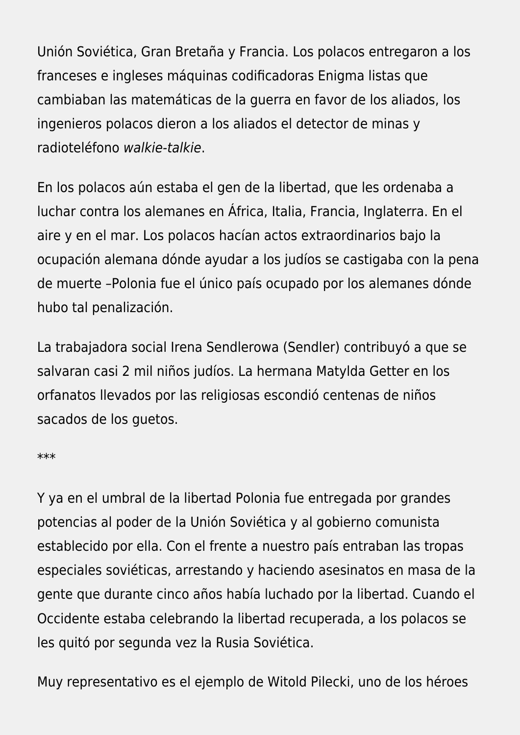Unión Soviética, Gran Bretaña y Francia. Los polacos entregaron a los franceses e ingleses máquinas codificadoras Enigma listas que cambiaban las matemáticas de la guerra en favor de los aliados, los ingenieros polacos dieron a los aliados el detector de minas y radioteléfono *walkie-talkie*.

En los polacos aún estaba el gen de la libertad, que les ordenaba a luchar contra los alemanes en África, Italia, Francia, Inglaterra. En el aire y en el mar. Los polacos hacían actos extraordinarios bajo la ocupación alemana dónde ayudar a los judíos se castigaba con la pena de muerte –Polonia fue el único país ocupado por los alemanes dónde hubo tal penalización.

La trabajadora social Irena Sendlerowa (Sendler) contribuyó a que se salvaran casi 2 mil niños judíos. La hermana Matylda Getter en los orfanatos llevados por las religiosas escondió centenas de niños sacados de los guetos.

***

Y ya en el umbral de la libertad Polonia fue entregada por grandes potencias al poder de la Unión Soviética y al gobierno comunista establecido por ella. Con el frente a nuestro país entraban las tropas especiales soviéticas, arrestando y haciendo asesinatos en masa de la gente que durante cinco años había luchado por la libertad. Cuando el Occidente estaba celebrando la libertad recuperada, a los polacos se les quitó por segunda vez la Rusia Soviética.

Muy representativo es el ejemplo de Witold Pilecki, uno de los héroes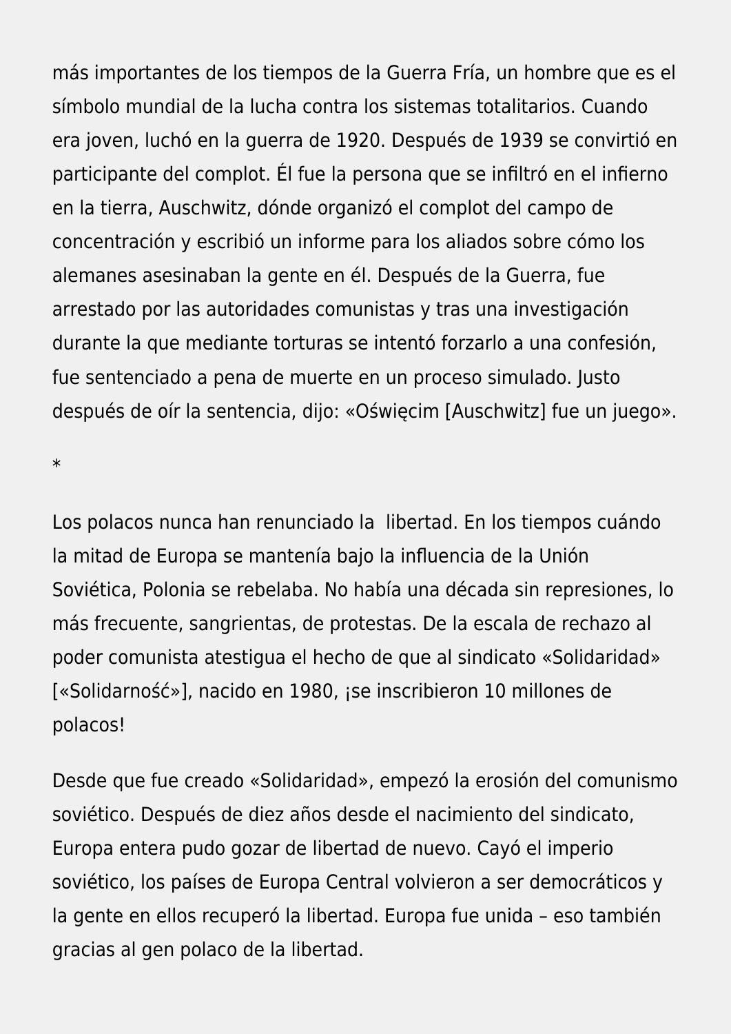más importantes de los tiempos de la Guerra Fría, un hombre que es el símbolo mundial de la lucha contra los sistemas totalitarios. Cuando era joven, luchó en la guerra de 1920. Después de 1939 se convirtió en participante del complot. Él fue la persona que se infiltró en el infierno en la tierra, Auschwitz, dónde organizó el complot del campo de concentración y escribió un informe para los aliados sobre cómo los alemanes asesinaban la gente en él. Después de la Guerra, fue arrestado por las autoridades comunistas y tras una investigación durante la que mediante torturas se intentó forzarlo a una confesión, fue sentenciado a pena de muerte en un proceso simulado. Justo después de oír la sentencia, dijo: «Oświęcim [Auschwitz] fue un juego».

*

Los polacos nunca han renunciado la libertad. En los tiempos cuándo la mitad de Europa se mantenía bajo la influencia de la Unión Soviética, Polonia se rebelaba. No había una década sin represiones, lo más frecuente, sangrientas, de protestas. De la escala de rechazo al poder comunista atestigua el hecho de que al sindicato «Solidaridad» [«Solidarność»], nacido en 1980, ¡se inscribieron 10 millones de polacos!

Desde que fue creado «Solidaridad», empezó la erosión del comunismo soviético. Después de diez años desde el nacimiento del sindicato, Europa entera pudo gozar de libertad de nuevo. Cayó el imperio soviético, los países de Europa Central volvieron a ser democráticos y la gente en ellos recuperó la libertad. Europa fue unida – eso también gracias al gen polaco de la libertad.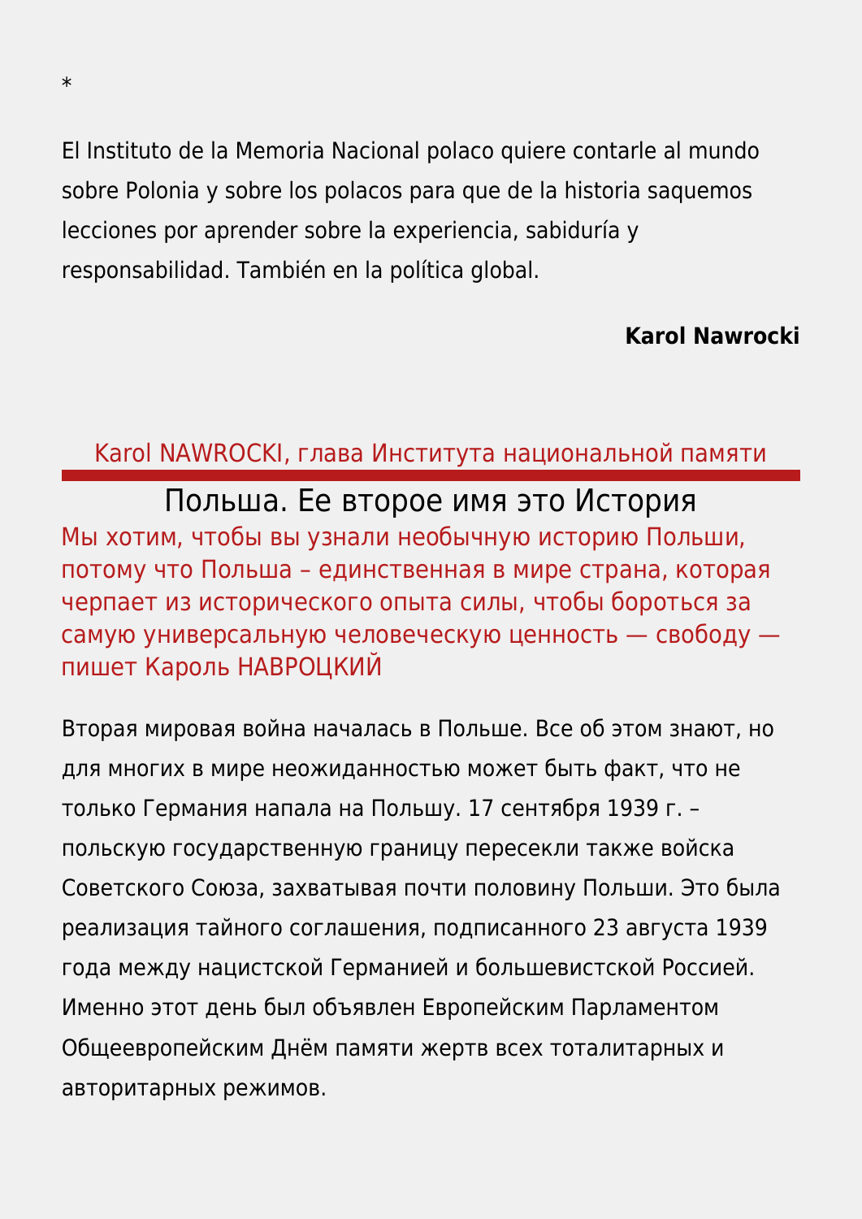*

El Instituto de la Memoria Nacional polaco quiere contarle al mundo sobre Polonia y sobre los polacos para que de la historia saquemos lecciones por aprender sobre la experiencia, sabiduría y responsabilidad. También en la política global.

**Karol Nawrocki**

Karol NAWROCKI, глава Института национальной памяти

# Польша. Ее второе имя это История

Мы хотим, чтобы вы узнали необычную историю Польши, потому что Польша – единственная в мире страна, которая черпает из исторического опыта силы, чтобы бороться за самую универсальную человеческую ценность — свободу — пишет Кароль НАВРОЦКИЙ

Вторая мировая война началась в Польше. Все об этом знают, но для многих в мире неожиданностью может быть факт, что не только Германия напала на Польшу. 17 сентября 1939 г. – польскую государственную границу пересекли также войска Советского Союза, захватывая почти половину Польши. Это была реализация тайного соглашения, подписанного 23 августа 1939 года между нацистской Германией и большевистской Россией. Именно этот день был объявлен Европейским Парламентом Общеевропейским Днём памяти жертв всех тоталитарных и авторитарных режимов.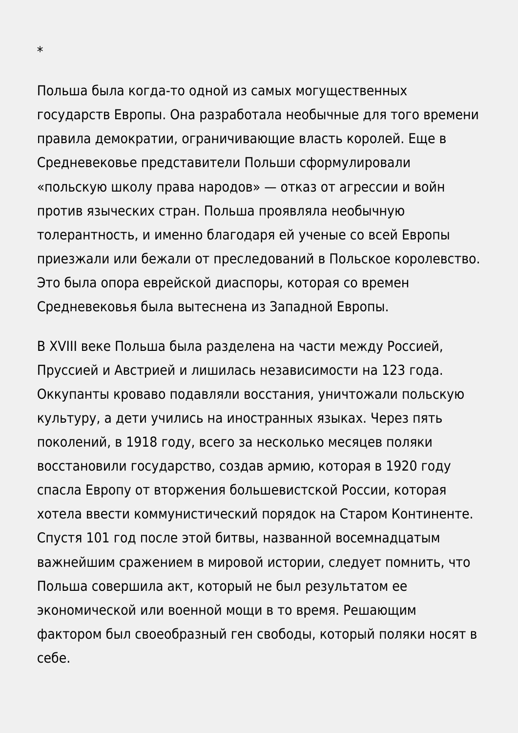*

Польша была когда-то одной из самых могущественных государств Европы. Она разработала необычные для того времени правила демократии, ограничивающие власть королей. Еще в Средневековье представители Польши сформулировали «польскую школу права народов» — отказ от агрессии и войн против языческих стран. Польша проявляла необычную толерантность, и именно благодаря ей ученые со всей Европы приезжали или бежали от преследований в Польское королевство. Это была опора еврейской диаспоры, которая со времен Средневековья была вытеснена из Западной Европы.

В XVIII веке Польша была разделена на части между Россией, Пруссией и Австрией и лишилась независимости на 123 года. Оккупанты кроваво подавляли восстания, уничтожали польскую культуру, а дети учились на иностранных языках. Через пять поколений, в 1918 году, всего за несколько месяцев поляки восстановили государство, создав армию, которая в 1920 году спасла Европу от вторжения большевистской России, которая хотела ввести коммунистический порядок на Старом Континенте. Спустя 101 год после этой битвы, названной восемнадцатым важнейшим сражением в мировой истории, следует помнить, что Польша совершила акт, который не был результатом ее экономической или военной мощи в то время. Решающим фактором был своеобразный ген свободы, который поляки носят в себе.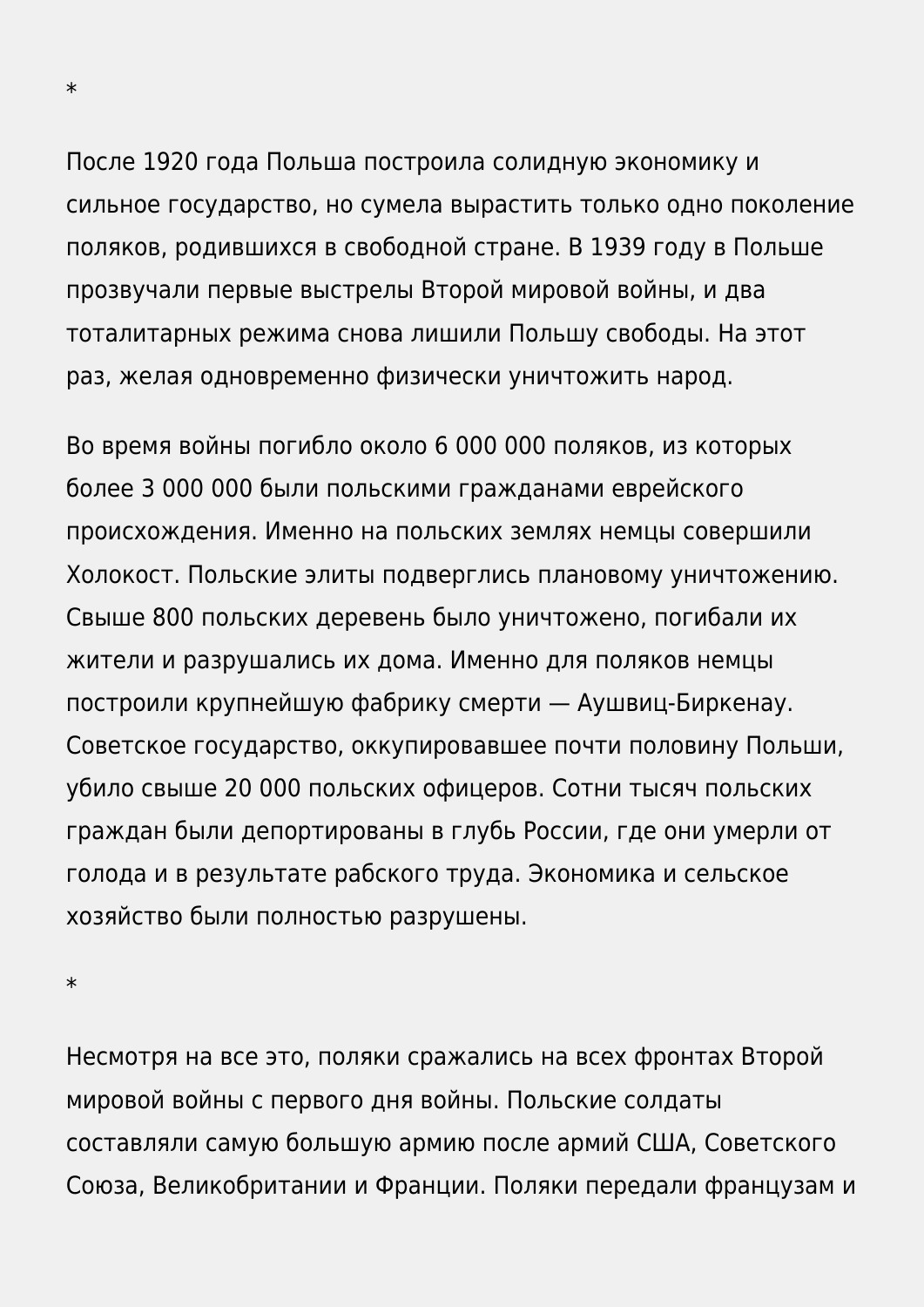*

После 1920 года Польша построила солидную экономику и сильное государство, но сумела вырастить только одно поколение поляков, родившихся в свободной стране. В 1939 году в Польше прозвучали первые выстрелы Второй мировой войны, и два тоталитарных режима снова лишили Польшу свободы. На этот раз, желая одновременно физически уничтожить народ.

Во время войны погибло около 6 000 000 поляков, из которых более 3 000 000 были польскими гражданами еврейского происхождения. Именно на польских землях немцы совершили Холокост. Польские элиты подверглись плановому уничтожению. Свыше 800 польских деревень было уничтожено, погибали их жители и разрушались их дома. Именно для поляков немцы построили крупнейшую фабрику смерти — Аушвиц-Биркенау. Советское государство, оккупировавшее почти половину Польши, убило свыше 20 000 польских офицеров. Сотни тысяч польских граждан были депортированы в глубь России, где они умерли от голода и в результате рабского труда. Экономика и сельское хозяйство были полностью разрушены.

*

Несмотря на все это, поляки сражались на всех фронтах Второй мировой войны с первого дня войны. Польские солдаты составляли самую большую армию после армий США, Советского Союза, Великобритании и Франции. Поляки передали французам и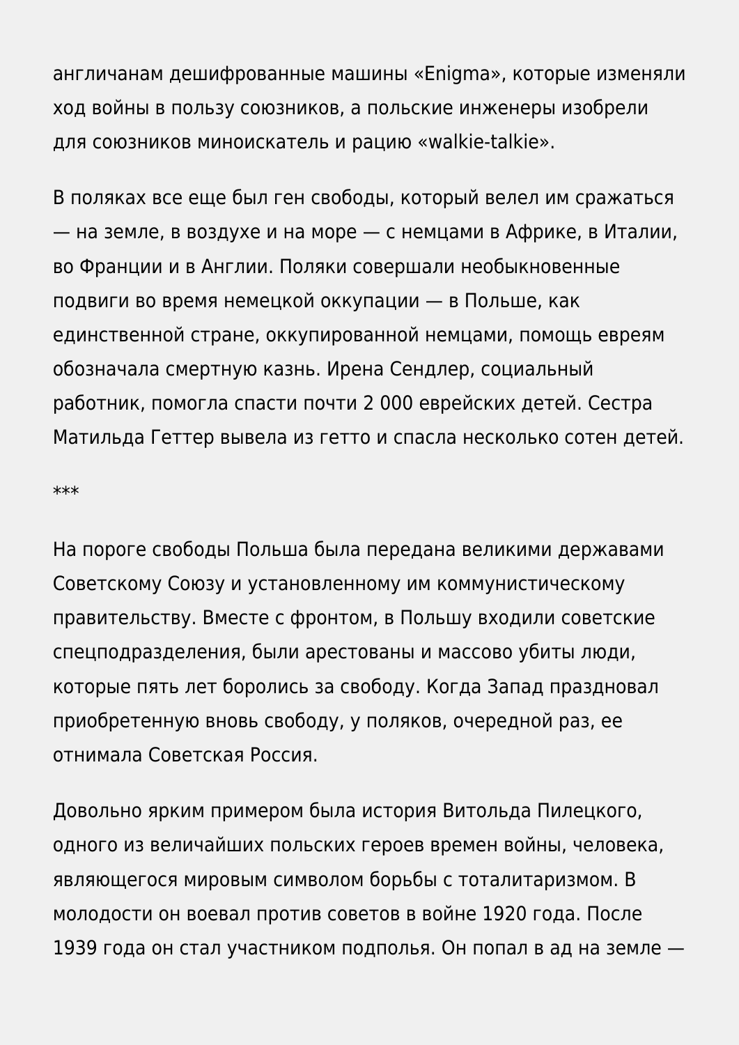англичанам дешифрованные машины «Enigma», которые изменяли ход войны в пользу союзников, а польские инженеры изобрели для союзников миноискатель и рацию «walkie-talkie».

В поляках все еще был ген свободы, который велел им сражаться — на земле, в воздухе и на море — с немцами в Африке, в Италии, во Франции и в Англии. Поляки совершали необыкновенные подвиги во время немецкой оккупации — в Польше, как единственной стране, оккупированной немцами, помощь евреям обозначала смертную казнь. Ирена Сендлер, социальный работник, помогла спасти почти 2 000 еврейских детей. Сестра Матильда Геттер вывела из гетто и спасла несколько сотен детей.

***

На пороге свободы Польша была передана великими державами Советскому Союзу и установленному им коммунистическому правительству. Вместе с фронтом, в Польшу входили советские спецподразделения, были арестованы и массово убиты люди, которые пять лет боролись за свободу. Когда Запад праздновал приобретенную вновь свободу, у поляков, очередной раз, ее отнимала Советская Россия.

Довольно ярким примером была история Витольда Пилецкого, одного из величайших польских героев времен войны, человека, являющегося мировым символом борьбы с тоталитаризмом. В молодости он воевал против советов в войне 1920 года. После 1939 года он стал участником подполья. Он попал в ад на земле —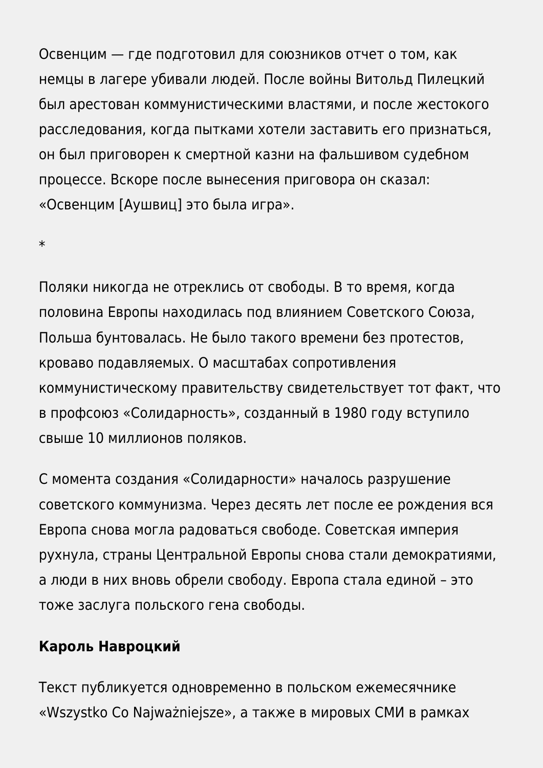Освенцим — где подготовил для союзников отчет о том, как немцы в лагере убивали людей. После войны Витольд Пилецкий был арестован коммунистическими властями, и после жестокого расследования, когда пытками хотели заставить его признаться, он был приговорен к смертной казни на фальшивом судебном процессе. Вскоре после вынесения приговора он сказал: «Освенцим [Аушвиц] это была игра».

*

Поляки никогда не отреклись от свободы. В то время, когда половина Европы находилась под влиянием Советского Союза, Польша бунтовалась. Не было такого времени без протестов, кроваво подавляемых. О масштабах сопротивления коммунистическому правительству свидетельствует тот факт, что в профсоюз «Солидарность», созданный в 1980 году вступило свыше 10 миллионов поляков.

С момента создания «Солидарности» началось разрушение советского коммунизма. Через десять лет после ее рождения вся Европа снова могла радоваться свободе. Советская империя рухнула, страны Центральной Европы снова стали демократиями, а люди в них вновь обрели свободу. Европа стала единой – это тоже заслуга польского гена свободы.

**Кароль Навроцкий**

Текст публикуется одновременно в польском ежемесячнике «Wszystko Co Najważniejsze», а также в мировых СМИ в рамках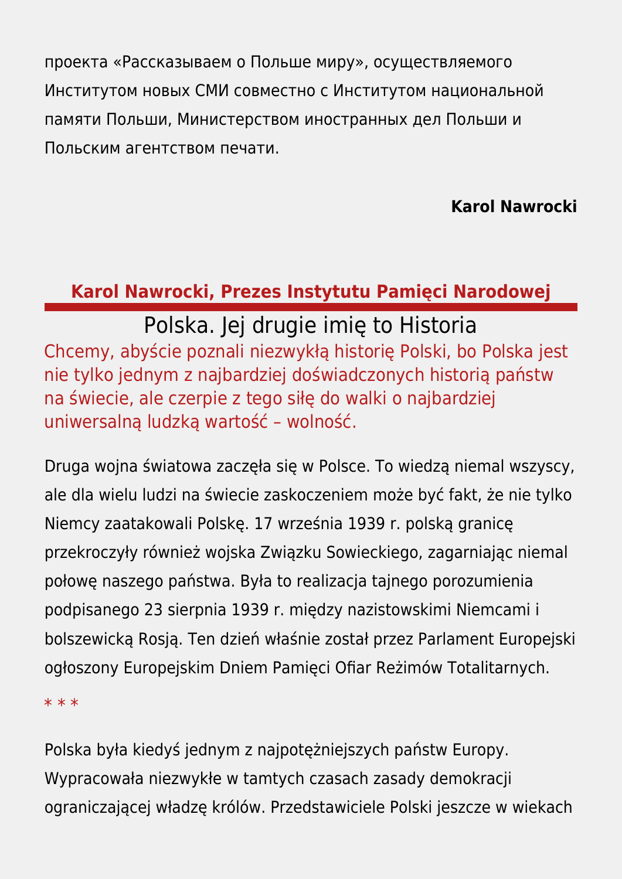проекта «Рассказываем о Польше миру», осуществляемого Институтом новых СМИ совместно с Институтом национальной памяти Польши, Министерством иностранных дел Польши и Польским агентством печати.

**Karol Nawrocki**

**Karol Nawrocki, Prezes Instytutu Pamięci Narodowej**

# Polska. Jej drugie imię to Historia

Chcemy, abyście poznali niezwykłą historię Polski, bo Polska jest nie tylko jednym z najbardziej doświadczonych historią państw na świecie, ale czerpie z tego siłę do walki o najbardziej uniwersalną ludzką wartość – wolność.

Druga wojna światowa zaczęła się w Polsce. To wiedzą niemal wszyscy, ale dla wielu ludzi na świecie zaskoczeniem może być fakt, że nie tylko Niemcy zaatakowali Polskę. 17 września 1939 r. polską granicę przekroczyły również wojska Związku Sowieckiego, zagarniając niemal połowę naszego państwa. Była to realizacja tajnego porozumienia podpisanego 23 sierpnia 1939 r. między nazistowskimi Niemcami i bolszewicką Rosją. Ten dzień właśnie został przez Parlament Europejski ogłoszony Europejskim Dniem Pamięci Ofiar Reżimów Totalitarnych.

\* \* \*

Polska była kiedyś jednym z najpotężniejszych państw Europy. Wypracowała niezwykłe w tamtych czasach zasady demokracji ograniczającej władzę królów. Przedstawiciele Polski jeszcze w wiekach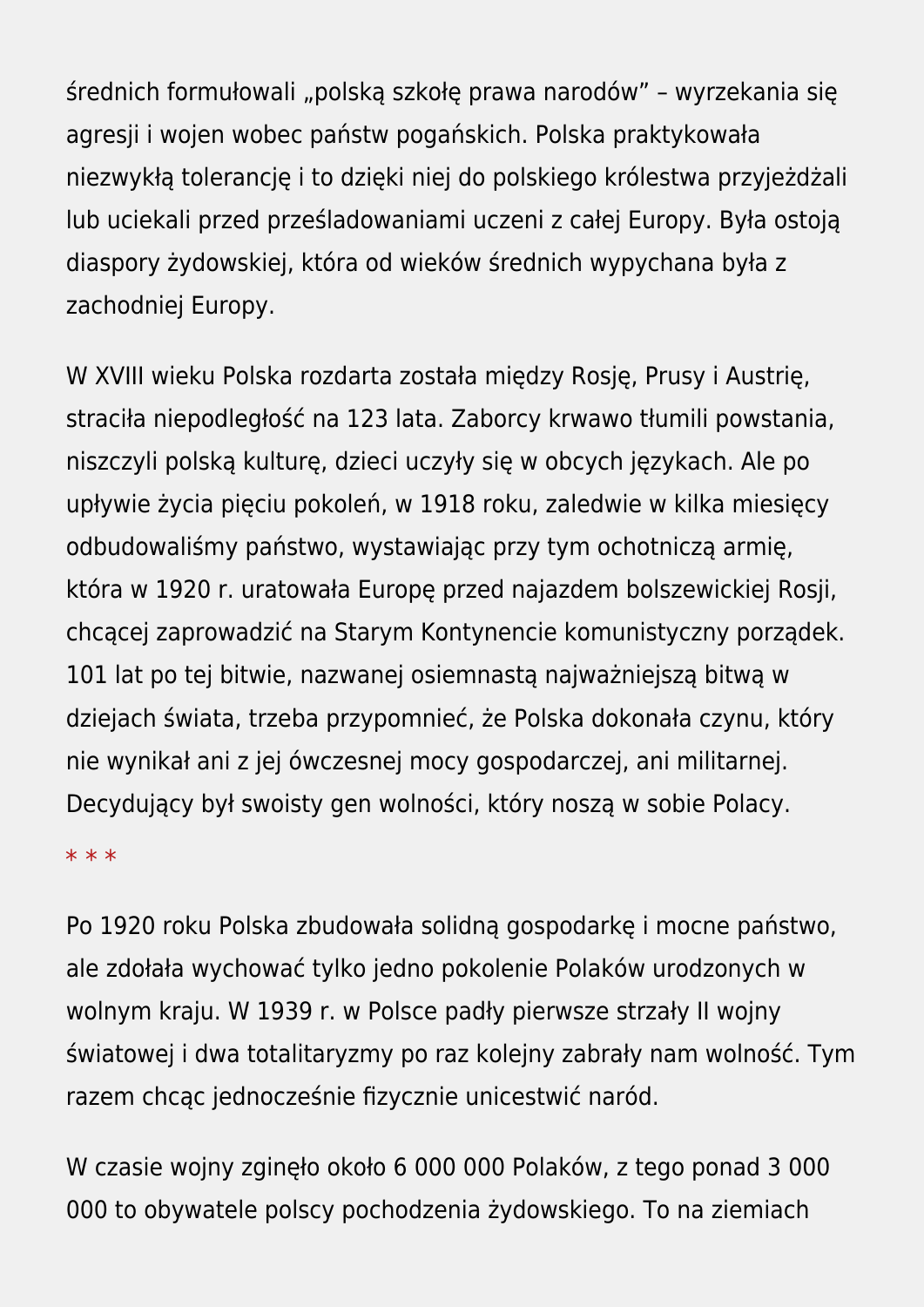średnich formułowali „polską szkołę prawa narodów" – wyrzekania się agresji i wojen wobec państw pogańskich. Polska praktykowała niezwykłą tolerancję i to dzięki niej do polskiego królestwa przyjeżdżali lub uciekali przed prześladowaniami uczeni z całej Europy. Była ostoją diaspory żydowskiej, która od wieków średnich wypychana była z zachodniej Europy.

W XVIII wieku Polska rozdarta została między Rosję, Prusy i Austrię, straciła niepodległość na 123 lata. Zaborcy krwawo tłumili powstania, niszczyli polską kulturę, dzieci uczyły się w obcych językach. Ale po upływie życia pięciu pokoleń, w 1918 roku, zaledwie w kilka miesięcy odbudowaliśmy państwo, wystawiając przy tym ochotniczą armię, która w 1920 r. uratowała Europę przed najazdem bolszewickiej Rosji, chcącej zaprowadzić na Starym Kontynencie komunistyczny porządek. 101 lat po tej bitwie, nazwanej osiemnastą najważniejszą bitwą w dziejach świata, trzeba przypomnieć, że Polska dokonała czynu, który nie wynikał ani z jej ówczesnej mocy gospodarczej, ani militarnej. Decydujący był swoisty gen wolności, który noszą w sobie Polacy.

* * *

Po 1920 roku Polska zbudowała solidną gospodarkę i mocne państwo, ale zdołała wychować tylko jedno pokolenie Polaków urodzonych w wolnym kraju. W 1939 r. w Polsce padły pierwsze strzały II wojny światowej i dwa totalitaryzmy po raz kolejny zabrały nam wolność. Tym razem chcąc jednocześnie fizycznie unicestwić naród.

W czasie wojny zginęło około 6 000 000 Polaków, z tego ponad 3 000 000 to obywatele polscy pochodzenia żydowskiego. To na ziemiach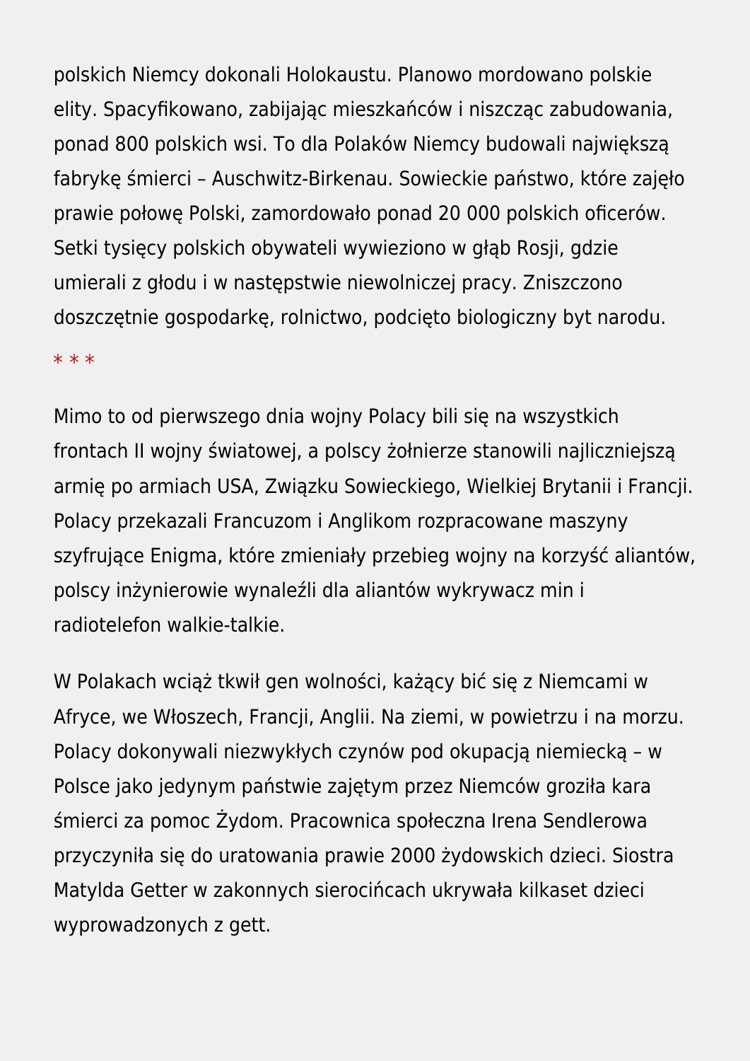polskich Niemcy dokonali Holokaustu. Planowo mordowano polskie elity. Spacyfikowano, zabijając mieszkańców i niszcząc zabudowania, ponad 800 polskich wsi. To dla Polaków Niemcy budowali największą fabrykę śmierci – Auschwitz-Birkenau. Sowieckie państwo, które zajęło prawie połowę Polski, zamordowało ponad 20 000 polskich oficerów. Setki tysięcy polskich obywateli wywieziono w głąb Rosji, gdzie umierali z głodu i w następstwie niewolniczej pracy. Zniszczono doszczętnie gospodarkę, rolnictwo, podcięto biologiczny byt narodu.

* * *

Mimo to od pierwszego dnia wojny Polacy bili się na wszystkich frontach II wojny światowej, a polscy żołnierze stanowili najliczniejszą armię po armiach USA, Związku Sowieckiego, Wielkiej Brytanii i Francji. Polacy przekazali Francuzom i Anglikom rozpracowane maszyny szyfrujące Enigma, które zmieniały przebieg wojny na korzyść aliantów, polscy inżynierowie wynaleźli dla aliantów wykrywacz min i radiotelefon walkie-talkie.

W Polakach wciąż tkwił gen wolności, każący bić się z Niemcami w Afryce, we Włoszech, Francji, Anglii. Na ziemi, w powietrzu i na morzu. Polacy dokonywali niezwykłych czynów pod okupacją niemiecką – w Polsce jako jedynym państwie zajętym przez Niemców groziła kara śmierci za pomoc Żydom. Pracownica społeczna Irena Sendlerowa przyczyniła się do uratowania prawie 2000 żydowskich dzieci. Siostra Matylda Getter w zakonnych sierocińcach ukrywała kilkaset dzieci wyprowadzonych z gett.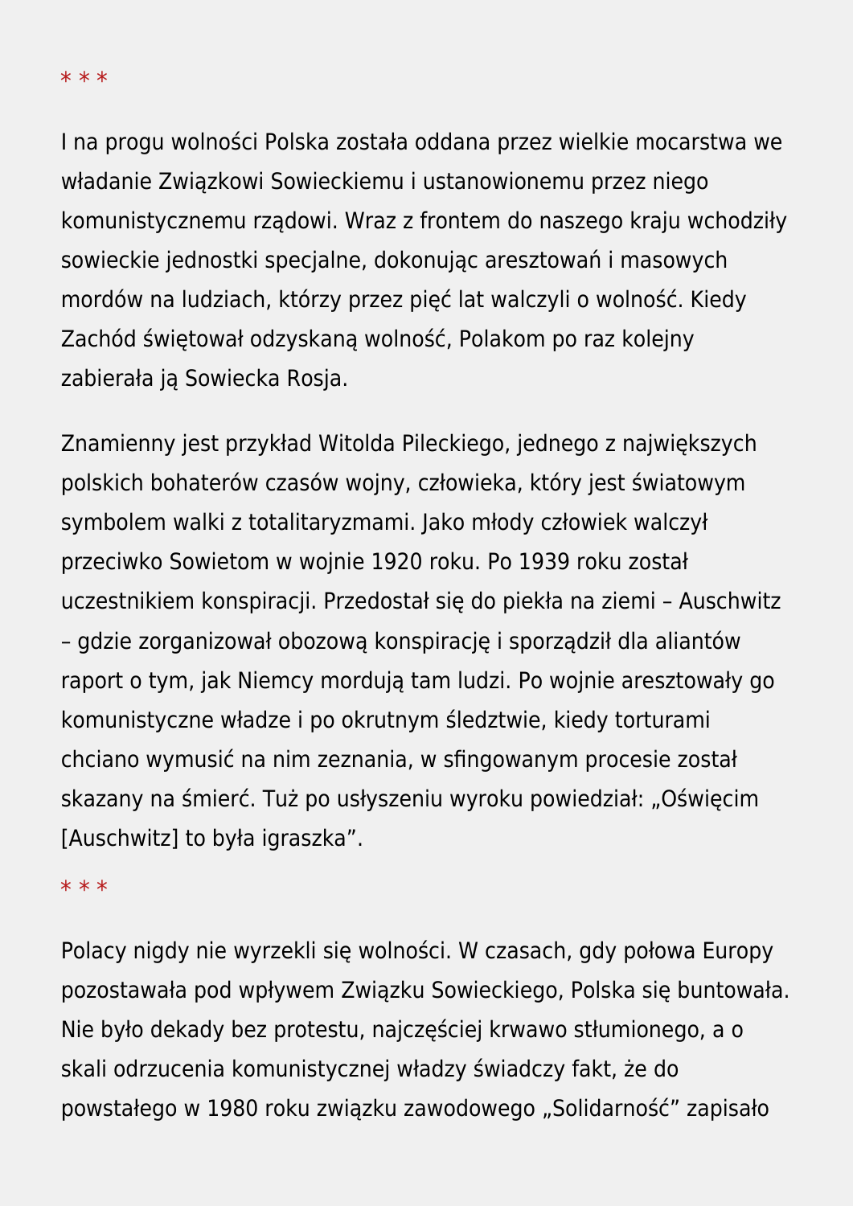* * *

I na progu wolności Polska została oddana przez wielkie mocarstwa we władanie Związkowi Sowieckiemu i ustanowionemu przez niego komunistycznemu rządowi. Wraz z frontem do naszego kraju wchodziły sowieckie jednostki specjalne, dokonując aresztowań i masowych mordów na ludziach, którzy przez pięć lat walczyli o wolność. Kiedy Zachód świętował odzyskaną wolność, Polakom po raz kolejny zabierała ją Sowiecka Rosja.

Znamienny jest przykład Witolda Pileckiego, jednego z największych polskich bohaterów czasów wojny, człowieka, który jest światowym symbolem walki z totalitaryzmami. Jako młody człowiek walczył przeciwko Sowietom w wojnie 1920 roku. Po 1939 roku został uczestnikiem konspiracji. Przedostał się do piekła na ziemi – Auschwitz – gdzie zorganizował obozową konspirację i sporządził dla aliantów raport o tym, jak Niemcy mordują tam ludzi. Po wojnie aresztowały go komunistyczne władze i po okrutnym śledztwie, kiedy torturami chciano wymusić na nim zeznania, w sfingowanym procesie został skazany na śmierć. Tuż po usłyszeniu wyroku powiedział: „Oświęcim [Auschwitz] to była igraszka".

* * *

Polacy nigdy nie wyrzekli się wolności. W czasach, gdy połowa Europy pozostawała pod wpływem Związku Sowieckiego, Polska się buntowała. Nie było dekady bez protestu, najczęściej krwawo stłumionego, a o skali odrzucenia komunistycznej władzy świadczy fakt, że do powstałego w 1980 roku związku zawodowego „Solidarność" zapisało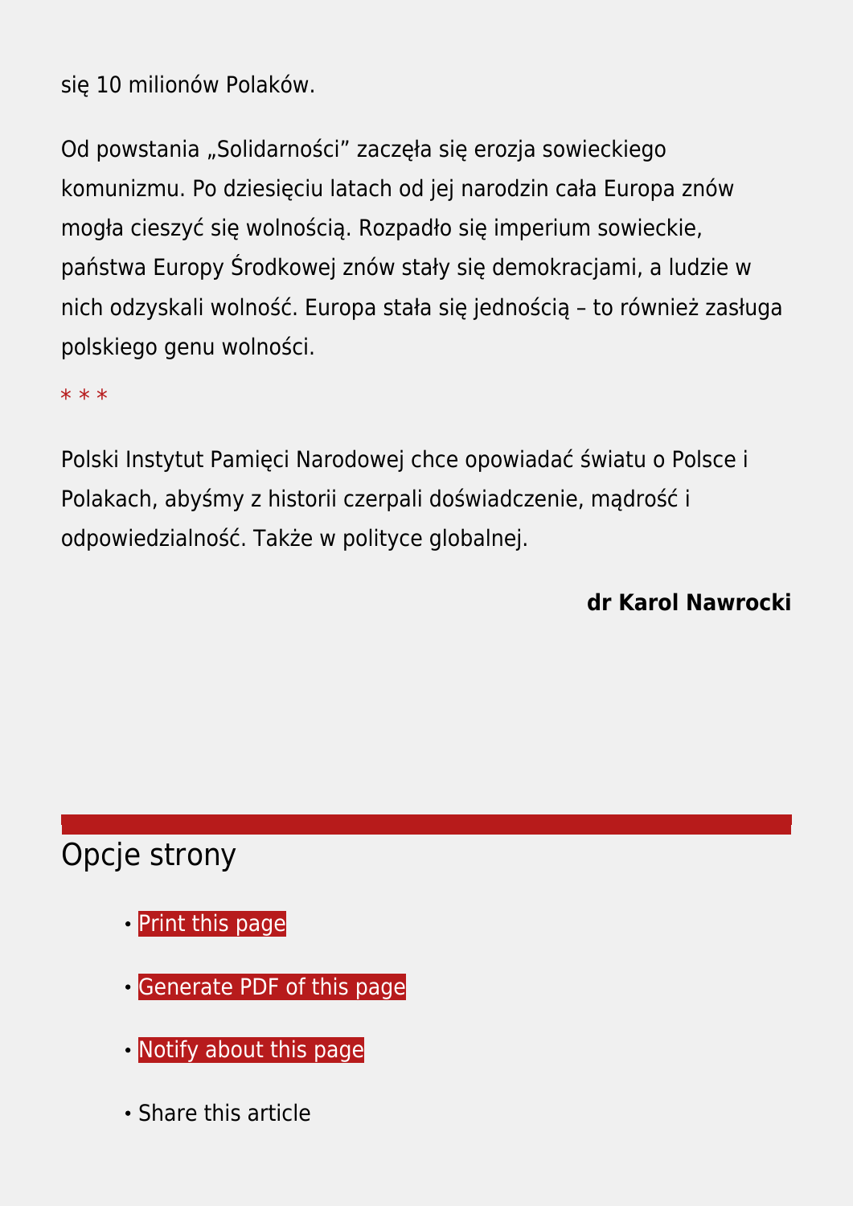się 10 milionów Polaków.

Od powstania „Solidarności" zaczęła się erozja sowieckiego komunizmu. Po dziesięciu latach od jej narodzin cała Europa znów mogła cieszyć się wolnością. Rozpadło się imperium sowieckie, państwa Europy Środkowej znów stały się demokracjami, a ludzie w nich odzyskali wolność. Europa stała się jednością – to również zasługa polskiego genu wolności.

* * *

Polski Instytut Pamięci Narodowej chce opowiadać światu o Polsce i Polakach, abyśmy z historii czerpali doświadczenie, mądrość i odpowiedzialność. Także w polityce globalnej.

**dr Karol Nawrocki**

## Opcje strony

- Print this page
- Generate PDF of this page
- Notify about this page
- Share this article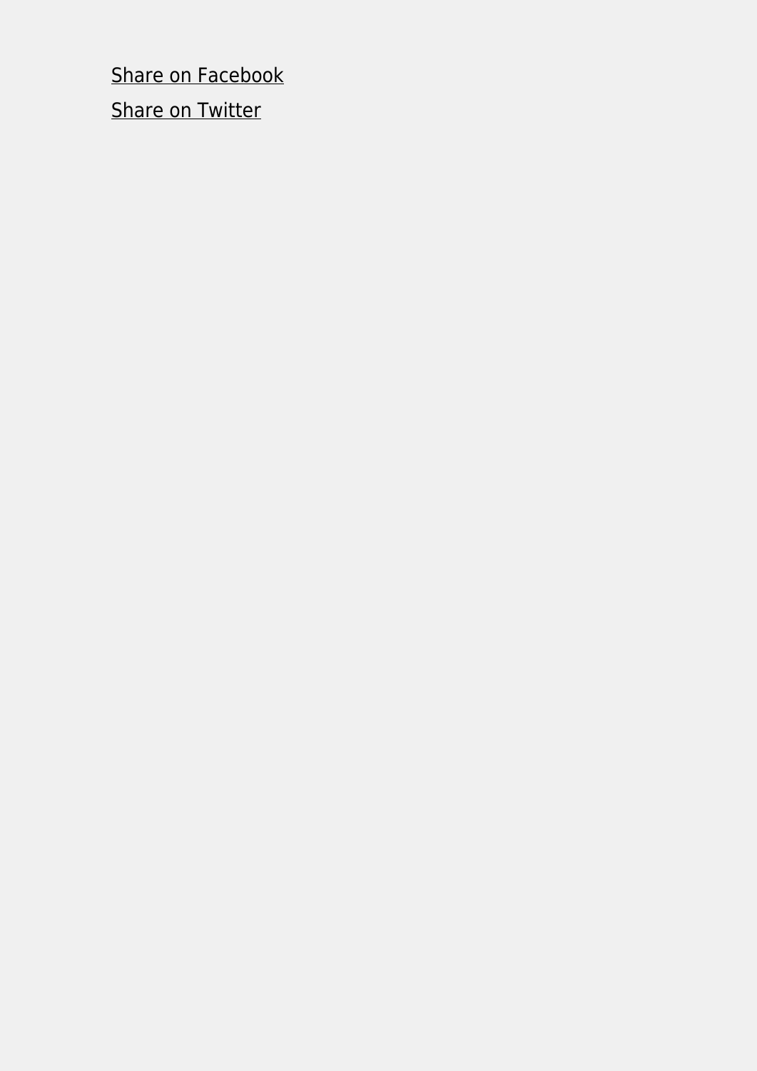Share on Facebook

Share on Twitter